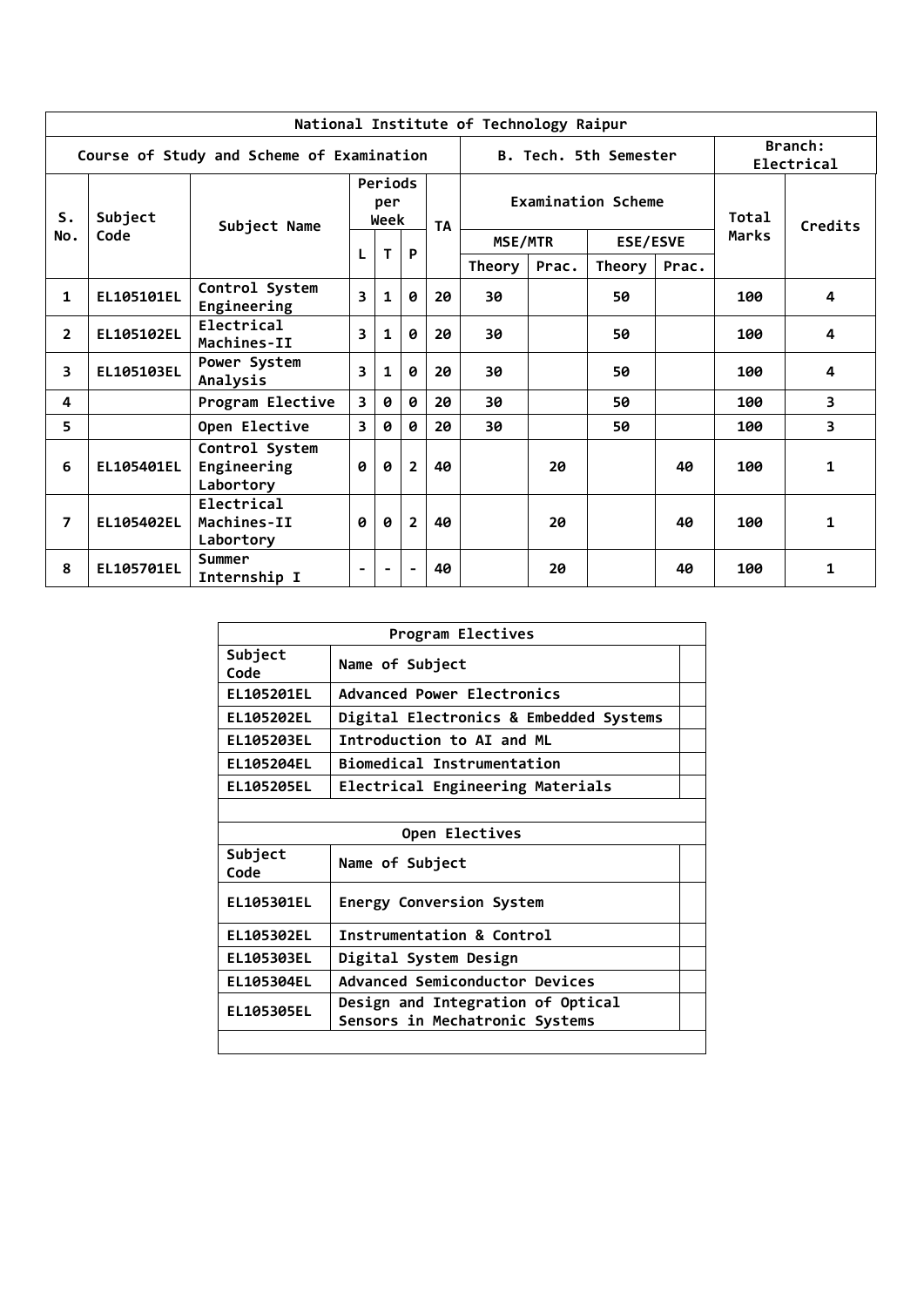| National Institute of Technology Raipur | | | | | | | | | | | | | |
|---|---|---|---|---|---|---|---|---|---|---|---|---|---|
| Course of Study and Scheme of Examination | | | | | | | B. Tech. 5th Semester | | | | Branch: Electrical | | |
| S. No. | Subject Code | Subject Name | Periods per Week | | | TA | Examination Scheme | | | | Total Marks | Credits |
| | | | L | T | P | | MSE/MTR | | ESE/ESVE | | | |
| | | | | | | | Theory | Prac. | Theory | Prac. | | |
| 1 | EL105101EL | Control System Engineering | 3 | 1 | 0 | 20 | 30 | | 50 | | 100 | 4 |
| 2 | EL105102EL | Electrical Machines-II | 3 | 1 | 0 | 20 | 30 | | 50 | | 100 | 4 |
| 3 | EL105103EL | Power System Analysis | 3 | 1 | 0 | 20 | 30 | | 50 | | 100 | 4 |
| 4 | | Program Elective | 3 | 0 | 0 | 20 | 30 | | 50 | | 100 | 3 |
| 5 | | Open Elective | 3 | 0 | 0 | 20 | 30 | | 50 | | 100 | 3 |
| 6 | EL105401EL | Control System Engineering Labortory | 0 | 0 | 2 | 40 | | 20 | | 40 | 100 | 1 |
| 7 | EL105402EL | Electrical Machines-II Labortory | 0 | 0 | 2 | 40 | | 20 | | 40 | 100 | 1 |
| 8 | EL105701EL | Summer Internship I | - | - | - | 40 | | 20 | | 40 | 100 | 1 |

| Program Electives | |
|---|---|
| Subject Code | Name of Subject |
| EL105201EL | Advanced Power Electronics |
| EL105202EL | Digital Electronics & Embedded Systems |
| EL105203EL | Introduction to AI and ML |
| EL105204EL | Biomedical Instrumentation |
| EL105205EL | Electrical Engineering Materials |

| Open Electives | |
|---|---|
| Subject Code | Name of Subject |
| EL105301EL | Energy Conversion System |
| EL105302EL | Instrumentation & Control |
| EL105303EL | Digital System Design |
| EL105304EL | Advanced Semiconductor Devices |
| EL105305EL | Design and Integration of Optical Sensors in Mechatronic Systems |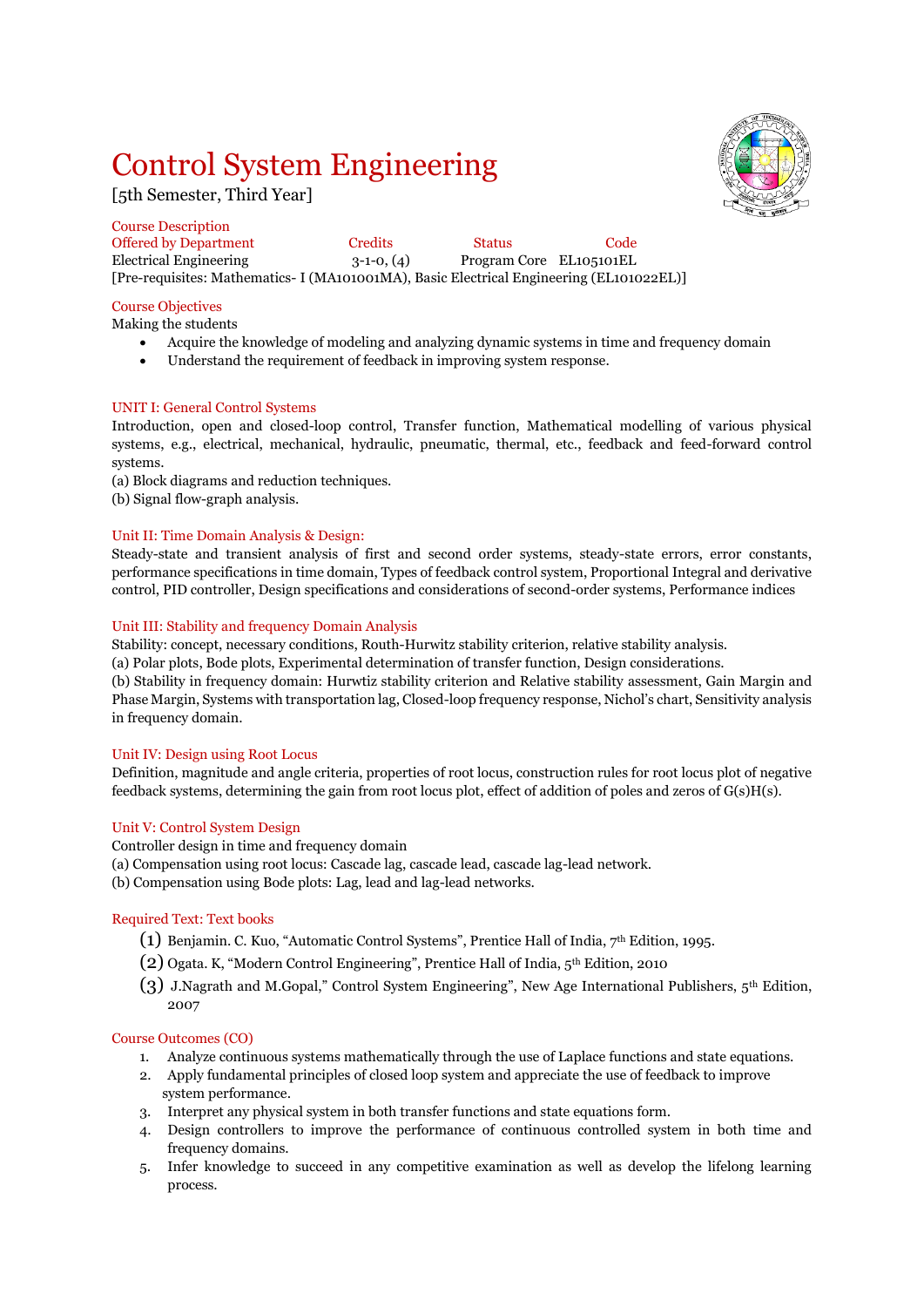# Control System Engineering

[5th Semester, Third Year]

**Course Description**

| Offered by Department | Credits | Status | Code |
|---|---|---|---|
| Electrical Engineering | 3-1-0, (4) | Program Core | EL105101EL |

[Pre-requisites: Mathematics- I (MA101001MA), Basic Electrical Engineering (EL101022EL)]

**Course Objectives**

Making the students

- Acquire the knowledge of modeling and analyzing dynamic systems in time and frequency domain
- Understand the requirement of feedback in improving system response.

## UNIT I: General Control Systems

Introduction, open and closed-loop control, Transfer function, Mathematical modelling of various physical systems, e.g., electrical, mechanical, hydraulic, pneumatic, thermal, etc., feedback and feed-forward control systems.

(a) Block diagrams and reduction techniques.

(b) Signal flow-graph analysis.

## Unit II: Time Domain Analysis & Design:

Steady-state and transient analysis of first and second order systems, steady-state errors, error constants, performance specifications in time domain, Types of feedback control system, Proportional Integral and derivative control, PID controller, Design specifications and considerations of second-order systems, Performance indices

## Unit III: Stability and frequency Domain Analysis

Stability: concept, necessary conditions, Routh-Hurwitz stability criterion, relative stability analysis.

(a) Polar plots, Bode plots, Experimental determination of transfer function, Design considerations.

(b) Stability in frequency domain: Hurwtiz stability criterion and Relative stability assessment, Gain Margin and Phase Margin, Systems with transportation lag, Closed-loop frequency response, Nichol's chart, Sensitivity analysis in frequency domain.

## Unit IV: Design using Root Locus

Definition, magnitude and angle criteria, properties of root locus, construction rules for root locus plot of negative feedback systems, determining the gain from root locus plot, effect of addition of poles and zeros of G(s)H(s).

## Unit V: Control System Design

Controller design in time and frequency domain

(a) Compensation using root locus: Cascade lag, cascade lead, cascade lag-lead network.

(b) Compensation using Bode plots: Lag, lead and lag-lead networks.

**Required Text: Text books**

(1) Benjamin. C. Kuo, "Automatic Control Systems", Prentice Hall of India, 7th Edition, 1995.

(2) Ogata. K, "Modern Control Engineering", Prentice Hall of India, 5th Edition, 2010

(3) J.Nagrath and M.Gopal," Control System Engineering", New Age International Publishers, 5th Edition, 2007

**Course Outcomes (CO)**

1. Analyze continuous systems mathematically through the use of Laplace functions and state equations.
2. Apply fundamental principles of closed loop system and appreciate the use of feedback to improve system performance.
3. Interpret any physical system in both transfer functions and state equations form.
4. Design controllers to improve the performance of continuous controlled system in both time and frequency domains.
5. Infer knowledge to succeed in any competitive examination as well as develop the lifelong learning process.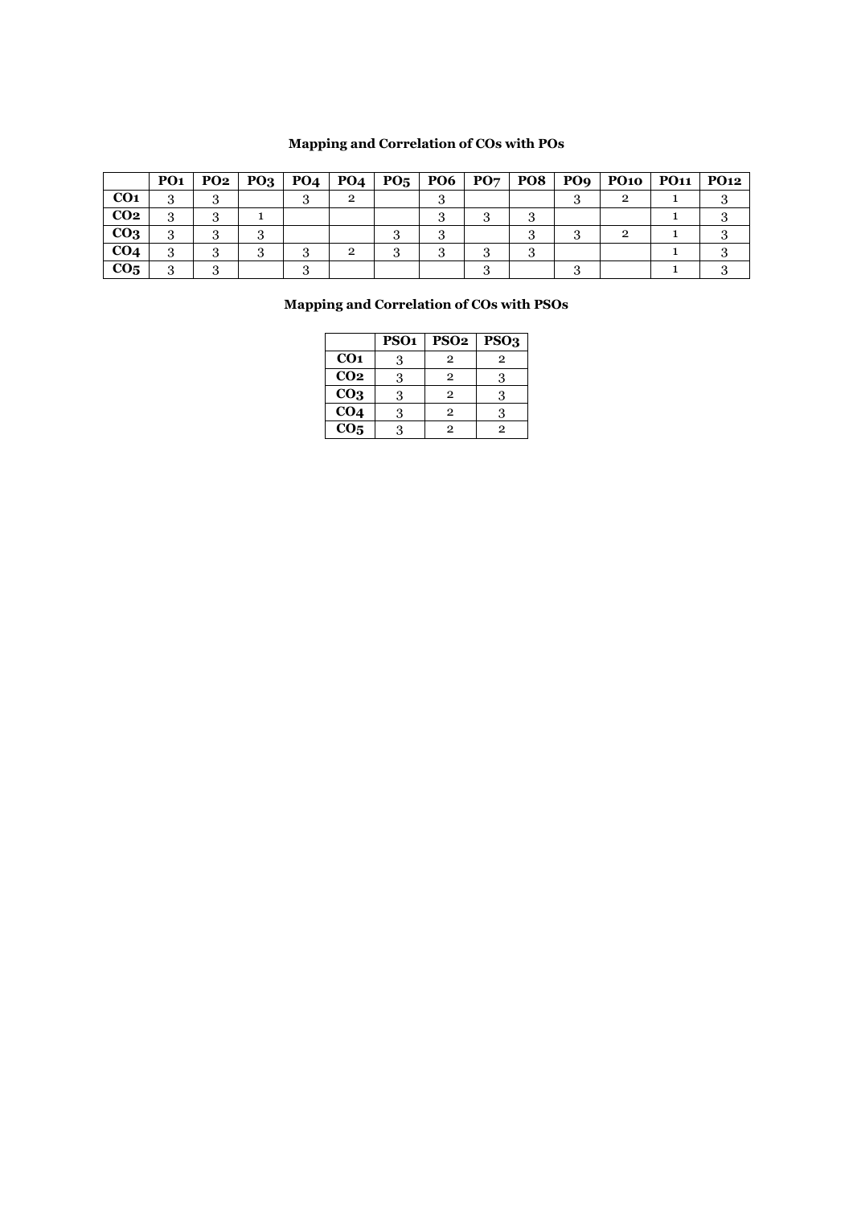**Mapping and Correlation of COs with POs**

| | PO1 | PO2 | PO3 | PO4 | PO4 | PO5 | PO6 | PO7 | PO8 | PO9 | PO10 | PO11 | PO12 |
|---|---|---|---|---|---|---|---|---|---|---|---|---|---|
| CO1 | 3 | 3 | | 3 | 2 | | 3 | | | 3 | 2 | 1 | 3 |
| CO2 | 3 | 3 | 1 | | | | 3 | 3 | 3 | | | 1 | 3 |
| CO3 | 3 | 3 | 3 | | | 3 | 3 | | 3 | 3 | 2 | 1 | 3 |
| CO4 | 3 | 3 | 3 | 3 | 2 | 3 | 3 | 3 | 3 | | | 1 | 3 |
| CO5 | 3 | 3 | | 3 | | | | 3 | | 3 | | 1 | 3 |

**Mapping and Correlation of COs with PSOs**

| | PSO1 | PSO2 | PSO3 |
|---|---|---|---|
| CO1 | 3 | 2 | 2 |
| CO2 | 3 | 2 | 3 |
| CO3 | 3 | 2 | 3 |
| CO4 | 3 | 2 | 3 |
| CO5 | 3 | 2 | 2 |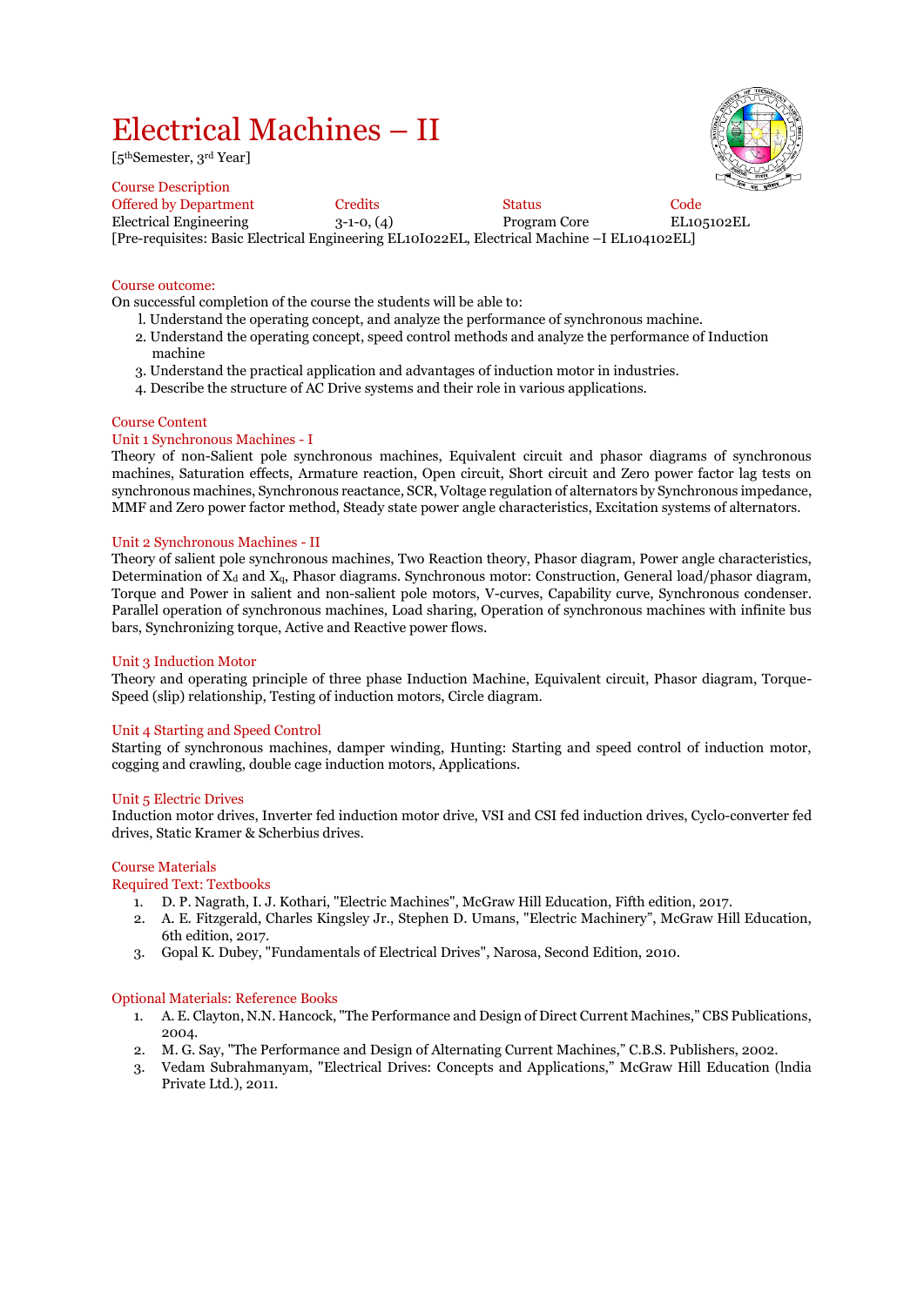# Electrical Machines – II

[5$^{th}$Semester, 3$^{rd}$ Year]

Course Description

| Offered by Department | Credits | Status | Code |
|---|---|---|---|
| Electrical Engineering | 3-1-0, (4) | Program Core | EL105102EL |

[Pre-requisites: Basic Electrical Engineering EL10I022EL, Electrical Machine –I EL104102EL]

Course outcome:

On successful completion of the course the students will be able to:

1. Understand the operating concept, and analyze the performance of synchronous machine.
2. Understand the operating concept, speed control methods and analyze the performance of Induction machine
3. Understand the practical application and advantages of induction motor in industries.
4. Describe the structure of AC Drive systems and their role in various applications.

Course Content

Unit 1 Synchronous Machines - I

Theory of non-Salient pole synchronous machines, Equivalent circuit and phasor diagrams of synchronous machines, Saturation effects, Armature reaction, Open circuit, Short circuit and Zero power factor lag tests on synchronous machines, Synchronous reactance, SCR, Voltage regulation of alternators by Synchronous impedance, MMF and Zero power factor method, Steady state power angle characteristics, Excitation systems of alternators.

Unit 2 Synchronous Machines - II

Theory of salient pole synchronous machines, Two Reaction theory, Phasor diagram, Power angle characteristics, Determination of $X_d$ and $X_q$, Phasor diagrams. Synchronous motor: Construction, General load/phasor diagram, Torque and Power in salient and non-salient pole motors, V-curves, Capability curve, Synchronous condenser. Parallel operation of synchronous machines, Load sharing, Operation of synchronous machines with infinite bus bars, Synchronizing torque, Active and Reactive power flows.

Unit 3 Induction Motor

Theory and operating principle of three phase Induction Machine, Equivalent circuit, Phasor diagram, Torque-Speed (slip) relationship, Testing of induction motors, Circle diagram.

Unit 4 Starting and Speed Control

Starting of synchronous machines, damper winding, Hunting: Starting and speed control of induction motor, cogging and crawling, double cage induction motors, Applications.

Unit 5 Electric Drives

Induction motor drives, Inverter fed induction motor drive, VSI and CSI fed induction drives, Cyclo-converter fed drives, Static Kramer & Scherbius drives.

Course Materials

Required Text: Textbooks

1. D. P. Nagrath, I. J. Kothari, "Electric Machines", McGraw Hill Education, Fifth edition, 2017.
2. A. E. Fitzgerald, Charles Kingsley Jr., Stephen D. Umans, "Electric Machinery", McGraw Hill Education, 6th edition, 2017.
3. Gopal K. Dubey, "Fundamentals of Electrical Drives", Narosa, Second Edition, 2010.

Optional Materials: Reference Books

1. A. E. Clayton, N.N. Hancock, "The Performance and Design of Direct Current Machines," CBS Publications, 2004.
2. M. G. Say, "The Performance and Design of Alternating Current Machines," C.B.S. Publishers, 2002.
3. Vedam Subrahmanyam, "Electrical Drives: Concepts and Applications," McGraw Hill Education (lndia Private Ltd.), 2011.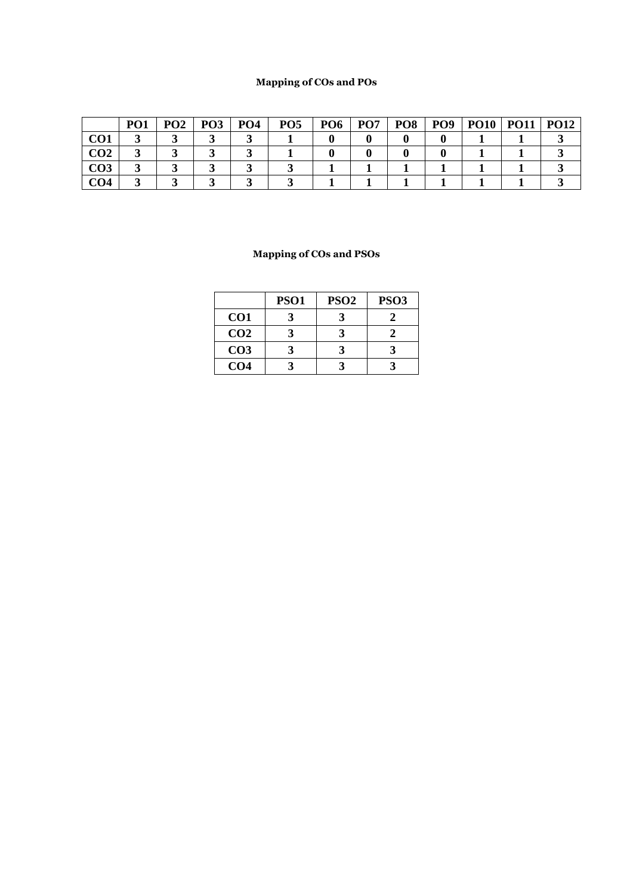**Mapping of COs and POs**

| | PO1 | PO2 | PO3 | PO4 | PO5 | PO6 | PO7 | PO8 | PO9 | PO10 | PO11 | PO12 |
|---|---|---|---|---|---|---|---|---|---|---|---|---|
| **CO1** | 3 | 3 | 3 | 3 | 1 | 0 | 0 | 0 | 0 | 1 | 1 | 3 |
| **CO2** | 3 | 3 | 3 | 3 | 1 | 0 | 0 | 0 | 0 | 1 | 1 | 3 |
| **CO3** | 3 | 3 | 3 | 3 | 3 | 1 | 1 | 1 | 1 | 1 | 1 | 3 |
| **CO4** | 3 | 3 | 3 | 3 | 3 | 1 | 1 | 1 | 1 | 1 | 1 | 3 |

**Mapping of COs and PSOs**

| | PSO1 | PSO2 | PSO3 |
|---|---|---|---|
| **CO1** | 3 | 3 | 2 |
| **CO2** | 3 | 3 | 2 |
| **CO3** | 3 | 3 | 3 |
| **CO4** | 3 | 3 | 3 |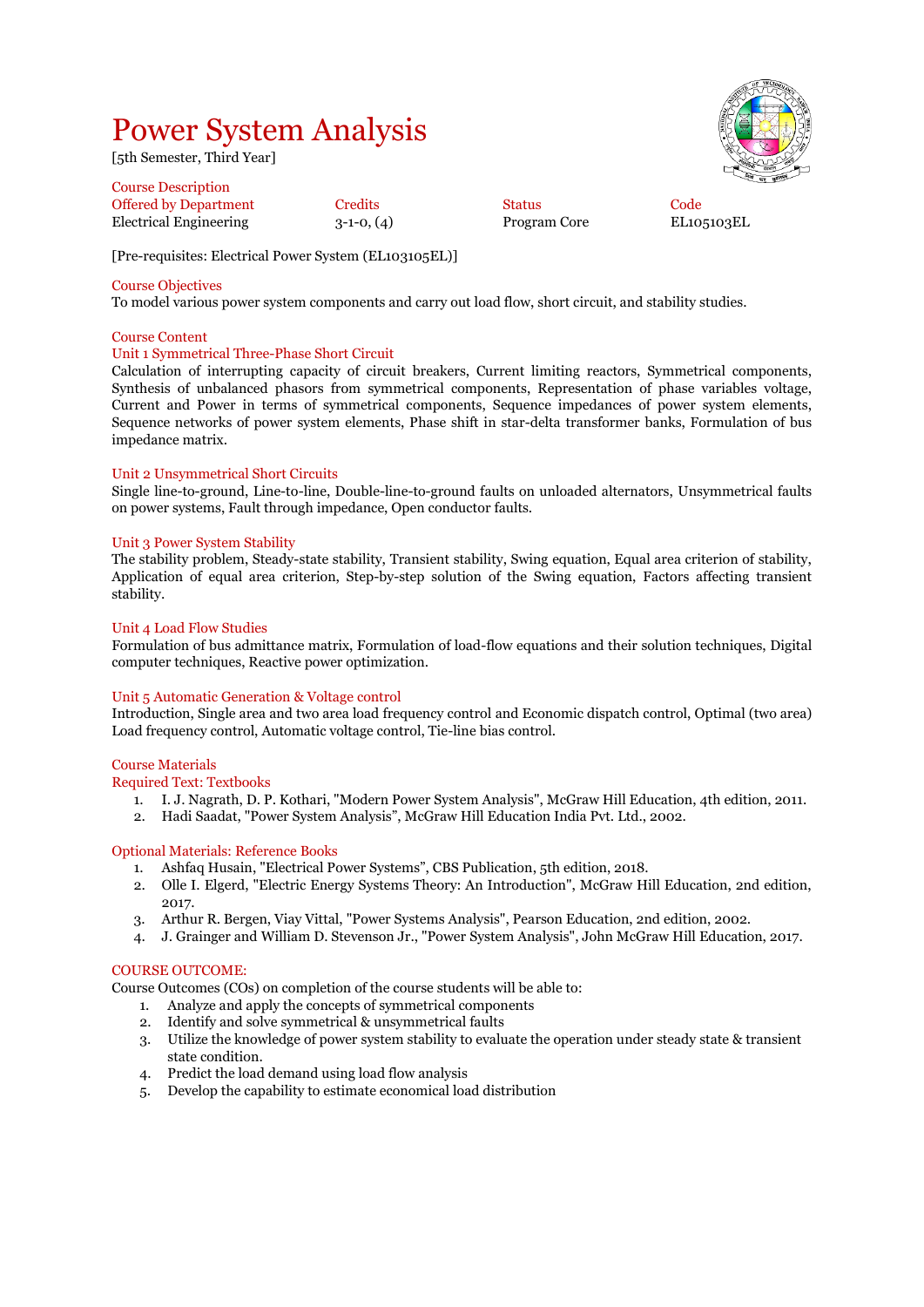# Power System Analysis

[5th Semester, Third Year]

## Course Description

| Offered by Department | Credits | Status | Code |
|---|---|---|---|
| Electrical Engineering | 3-1-0, (4) | Program Core | EL105103EL |

[Pre-requisites: Electrical Power System (EL103105EL)]

## Course Objectives

To model various power system components and carry out load flow, short circuit, and stability studies.

## Course Content

### Unit 1 Symmetrical Three-Phase Short Circuit

Calculation of interrupting capacity of circuit breakers, Current limiting reactors, Symmetrical components, Synthesis of unbalanced phasors from symmetrical components, Representation of phase variables voltage, Current and Power in terms of symmetrical components, Sequence impedances of power system elements, Sequence networks of power system elements, Phase shift in star-delta transformer banks, Formulation of bus impedance matrix.

### Unit 2 Unsymmetrical Short Circuits

Single line-to-ground, Line-to-line, Double-line-to-ground faults on unloaded alternators, Unsymmetrical faults on power systems, Fault through impedance, Open conductor faults.

### Unit 3 Power System Stability

The stability problem, Steady-state stability, Transient stability, Swing equation, Equal area criterion of stability, Application of equal area criterion, Step-by-step solution of the Swing equation, Factors affecting transient stability.

### Unit 4 Load Flow Studies

Formulation of bus admittance matrix, Formulation of load-flow equations and their solution techniques, Digital computer techniques, Reactive power optimization.

### Unit 5 Automatic Generation & Voltage control

Introduction, Single area and two area load frequency control and Economic dispatch control, Optimal (two area) Load frequency control, Automatic voltage control, Tie-line bias control.

## Course Materials

### Required Text: Textbooks

1. I. J. Nagrath, D. P. Kothari, "Modern Power System Analysis", McGraw Hill Education, 4th edition, 2011.
2. Hadi Saadat, "Power System Analysis", McGraw Hill Education India Pvt. Ltd., 2002.

### Optional Materials: Reference Books

1. Ashfaq Husain, "Electrical Power Systems", CBS Publication, 5th edition, 2018.
2. Olle I. Elgerd, "Electric Energy Systems Theory: An Introduction", McGraw Hill Education, 2nd edition, 2017.
3. Arthur R. Bergen, Viay Vittal, "Power Systems Analysis", Pearson Education, 2nd edition, 2002.
4. J. Grainger and William D. Stevenson Jr., "Power System Analysis", John McGraw Hill Education, 2017.

## COURSE OUTCOME:

Course Outcomes (COs) on completion of the course students will be able to:

1. Analyze and apply the concepts of symmetrical components
2. Identify and solve symmetrical & unsymmetrical faults
3. Utilize the knowledge of power system stability to evaluate the operation under steady state & transient state condition.
4. Predict the load demand using load flow analysis
5. Develop the capability to estimate economical load distribution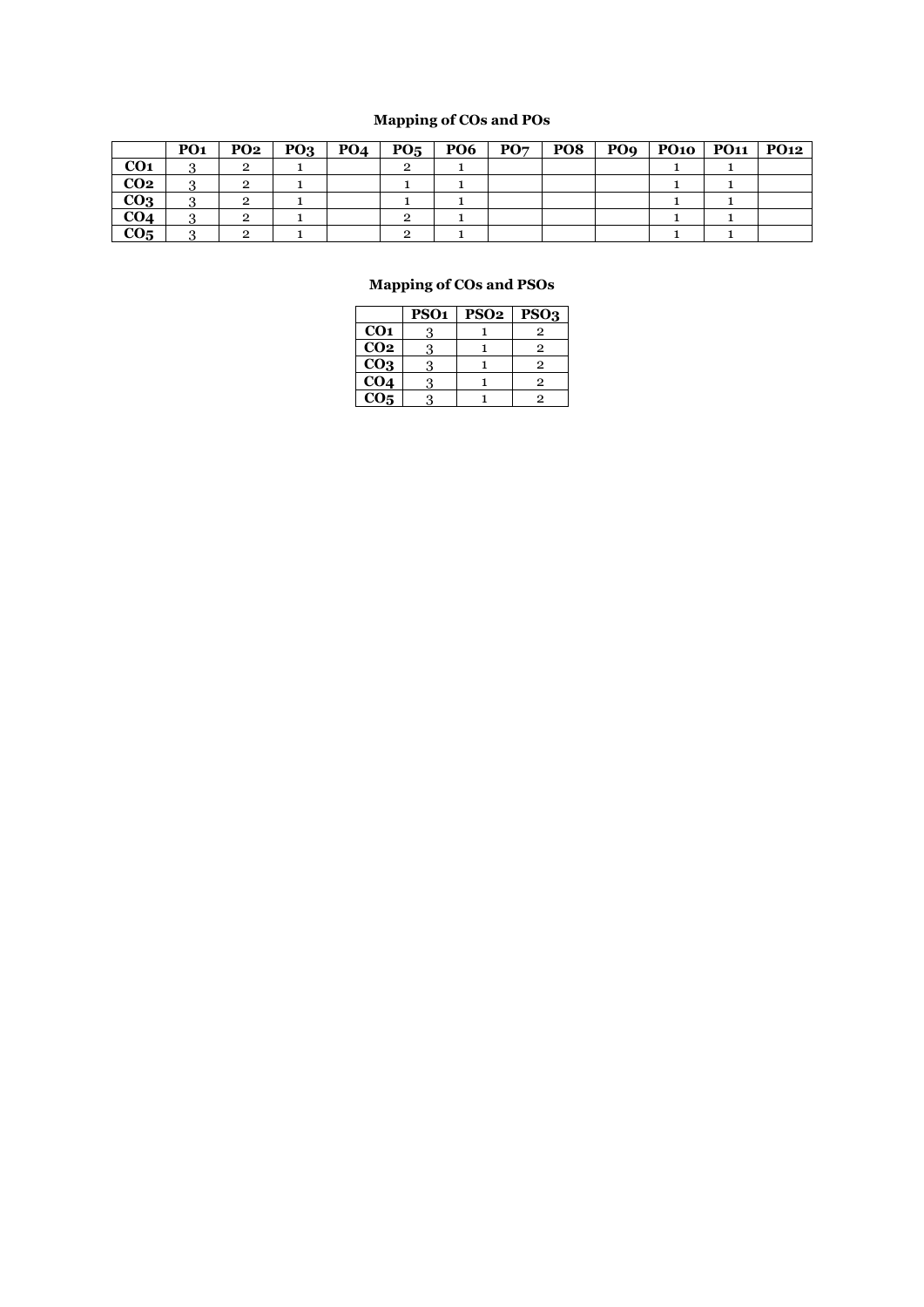**Mapping of COs and POs**

| | PO1 | PO2 | PO3 | PO4 | PO5 | PO6 | PO7 | PO8 | PO9 | PO10 | PO11 | PO12 |
|---|---|---|---|---|---|---|---|---|---|---|---|---|
| **CO1** | 3 | 2 | 1 | | 2 | 1 | | | | 1 | 1 | |
| **CO2** | 3 | 2 | 1 | | 1 | 1 | | | | 1 | 1 | |
| **CO3** | 3 | 2 | 1 | | 1 | 1 | | | | 1 | 1 | |
| **CO4** | 3 | 2 | 1 | | 2 | 1 | | | | 1 | 1 | |
| **CO5** | 3 | 2 | 1 | | 2 | 1 | | | | 1 | 1 | |

**Mapping of COs and PSOs**

| | PSO1 | PSO2 | PSO3 |
|---|---|---|---|
| **CO1** | 3 | 1 | 2 |
| **CO2** | 3 | 1 | 2 |
| **CO3** | 3 | 1 | 2 |
| **CO4** | 3 | 1 | 2 |
| **CO5** | 3 | 1 | 2 |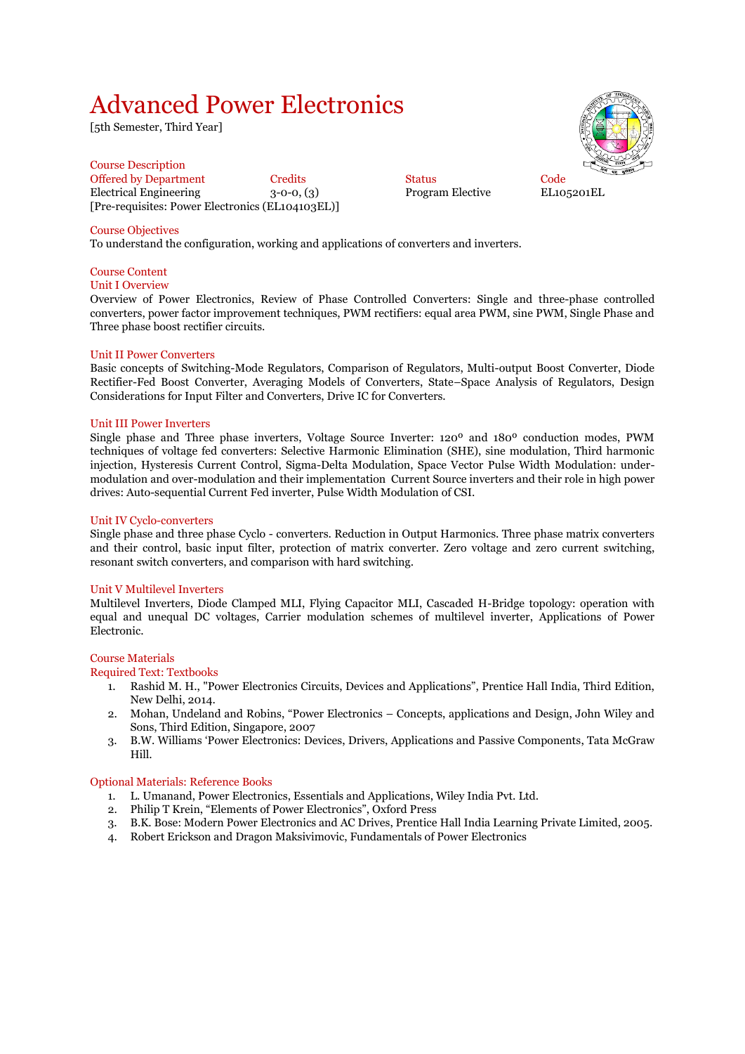# Advanced Power Electronics

[5th Semester, Third Year]

## Course Description

| Offered by Department | Credits | Status | Code |
|---|---|---|---|
| Electrical Engineering | 3-0-0, (3) | Program Elective | EL105201EL |

[Pre-requisites: Power Electronics (EL104103EL)]

## Course Objectives

To understand the configuration, working and applications of converters and inverters.

## Course Content

### Unit I Overview

Overview of Power Electronics, Review of Phase Controlled Converters: Single and three-phase controlled converters, power factor improvement techniques, PWM rectifiers: equal area PWM, sine PWM, Single Phase and Three phase boost rectifier circuits.

### Unit II Power Converters

Basic concepts of Switching-Mode Regulators, Comparison of Regulators, Multi-output Boost Converter, Diode Rectifier-Fed Boost Converter, Averaging Models of Converters, State–Space Analysis of Regulators, Design Considerations for Input Filter and Converters, Drive IC for Converters.

### Unit III Power Inverters

Single phase and Three phase inverters, Voltage Source Inverter: 120⁰ and 180⁰ conduction modes, PWM techniques of voltage fed converters: Selective Harmonic Elimination (SHE), sine modulation, Third harmonic injection, Hysteresis Current Control, Sigma-Delta Modulation, Space Vector Pulse Width Modulation: under-modulation and over-modulation and their implementation Current Source inverters and their role in high power drives: Auto-sequential Current Fed inverter, Pulse Width Modulation of CSI.

### Unit IV Cyclo-converters

Single phase and three phase Cyclo - converters. Reduction in Output Harmonics. Three phase matrix converters and their control, basic input filter, protection of matrix converter. Zero voltage and zero current switching, resonant switch converters, and comparison with hard switching.

### Unit V Multilevel Inverters

Multilevel Inverters, Diode Clamped MLI, Flying Capacitor MLI, Cascaded H-Bridge topology: operation with equal and unequal DC voltages, Carrier modulation schemes of multilevel inverter, Applications of Power Electronic.

## Course Materials

### Required Text: Textbooks

1. Rashid M. H., "Power Electronics Circuits, Devices and Applications", Prentice Hall India, Third Edition, New Delhi, 2014.
2. Mohan, Undeland and Robins, "Power Electronics – Concepts, applications and Design, John Wiley and Sons, Third Edition, Singapore, 2007
3. B.W. Williams 'Power Electronics: Devices, Drivers, Applications and Passive Components, Tata McGraw Hill.

### Optional Materials: Reference Books

1. L. Umanand, Power Electronics, Essentials and Applications, Wiley India Pvt. Ltd.
2. Philip T Krein, "Elements of Power Electronics", Oxford Press
3. B.K. Bose: Modern Power Electronics and AC Drives, Prentice Hall India Learning Private Limited, 2005.
4. Robert Erickson and Dragon Maksivimovic, Fundamentals of Power Electronics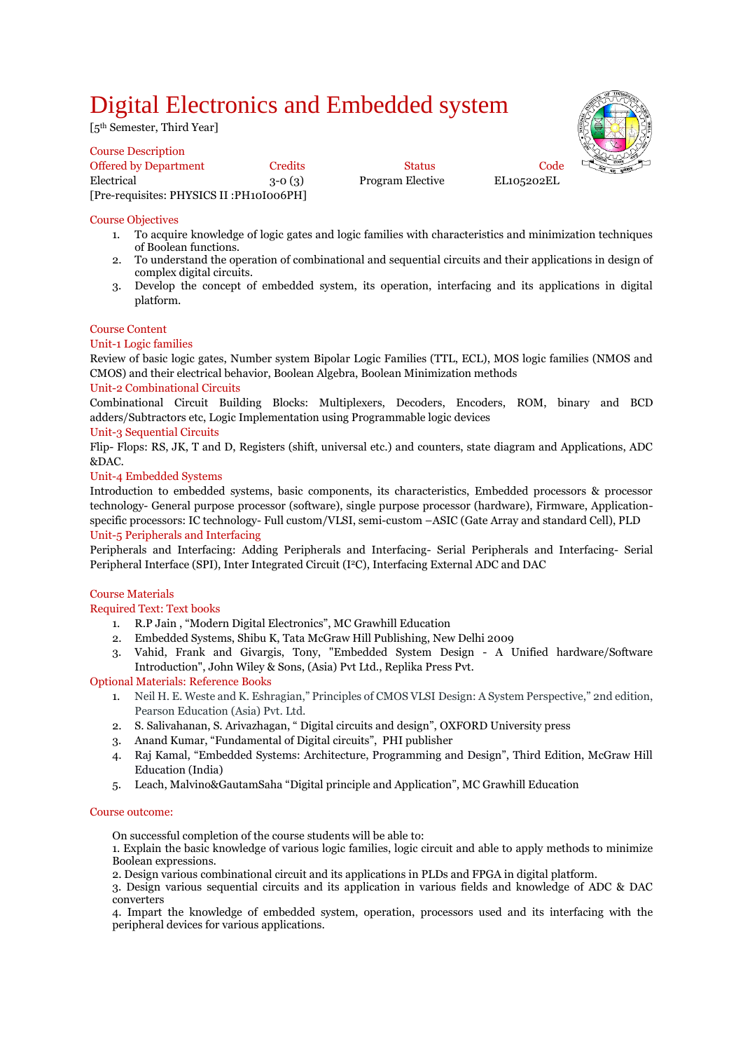# Digital Electronics and Embedded system

[5th Semester, Third Year]

## Course Description

| Offered by Department | Credits | Status | Code |
| --- | --- | --- | --- |
| Electrical | 3-0 (3) | Program Elective | EL105202EL |

[Pre-requisites: PHYSICS II :PH10I006PH]

## Course Objectives

1. To acquire knowledge of logic gates and logic families with characteristics and minimization techniques of Boolean functions.
2. To understand the operation of combinational and sequential circuits and their applications in design of complex digital circuits.
3. Develop the concept of embedded system, its operation, interfacing and its applications in digital platform.

## Course Content

### Unit-1 Logic families

Review of basic logic gates, Number system Bipolar Logic Families (TTL, ECL), MOS logic families (NMOS and CMOS) and their electrical behavior, Boolean Algebra, Boolean Minimization methods

### Unit-2 Combinational Circuits

Combinational Circuit Building Blocks: Multiplexers, Decoders, Encoders, ROM, binary and BCD adders/Subtractors etc, Logic Implementation using Programmable logic devices

### Unit-3 Sequential Circuits

Flip- Flops: RS, JK, T and D, Registers (shift, universal etc.) and counters, state diagram and Applications, ADC &DAC.

### Unit-4 Embedded Systems

Introduction to embedded systems, basic components, its characteristics, Embedded processors & processor technology- General purpose processor (software), single purpose processor (hardware), Firmware, Application-specific processors: IC technology- Full custom/VLSI, semi-custom –ASIC (Gate Array and standard Cell), PLD

### Unit-5 Peripherals and Interfacing

Peripherals and Interfacing: Adding Peripherals and Interfacing- Serial Peripherals and Interfacing- Serial Peripheral Interface (SPI), Inter Integrated Circuit (I²C), Interfacing External ADC and DAC

## Course Materials

### Required Text: Text books

1. R.P Jain , "Modern Digital Electronics", MC Grawhill Education
2. Embedded Systems, Shibu K, Tata McGraw Hill Publishing, New Delhi 2009
3. Vahid, Frank and Givargis, Tony, "Embedded System Design - A Unified hardware/Software Introduction", John Wiley & Sons, (Asia) Pvt Ltd., Replika Press Pvt.

### Optional Materials: Reference Books

1. Neil H. E. Weste and K. Eshragian," Principles of CMOS VLSI Design: A System Perspective," 2nd edition, Pearson Education (Asia) Pvt. Ltd.
2. S. Salivahanan, S. Arivazhagan, " Digital circuits and design", OXFORD University press
3. Anand Kumar, "Fundamental of Digital circuits", PHI publisher
4. Raj Kamal, "Embedded Systems: Architecture, Programming and Design", Third Edition, McGraw Hill Education (India)
5. Leach, Malvino&GautamSaha "Digital principle and Application", MC Grawhill Education

## Course outcome:

On successful completion of the course students will be able to:

1. Explain the basic knowledge of various logic families, logic circuit and able to apply methods to minimize Boolean expressions.
2. Design various combinational circuit and its applications in PLDs and FPGA in digital platform.
3. Design various sequential circuits and its application in various fields and knowledge of ADC & DAC converters
4. Impart the knowledge of embedded system, operation, processors used and its interfacing with the peripheral devices for various applications.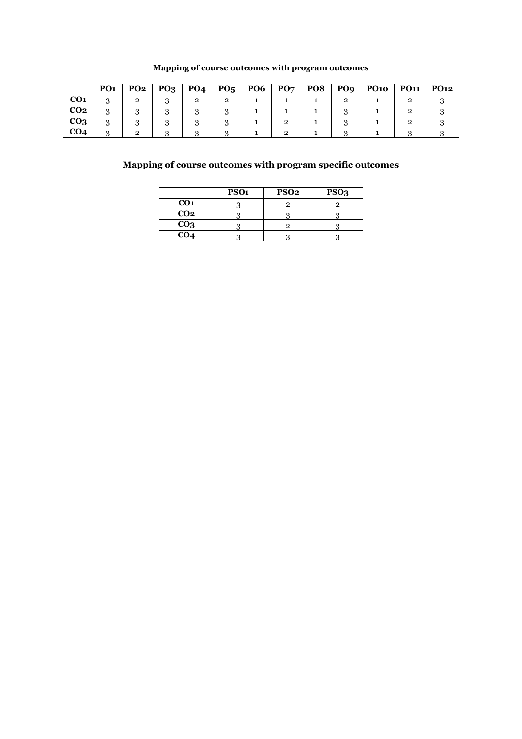**Mapping of course outcomes with program outcomes**

| | PO1 | PO2 | PO3 | PO4 | PO5 | PO6 | PO7 | PO8 | PO9 | PO10 | PO11 | PO12 |
|---|---|---|---|---|---|---|---|---|---|---|---|---|
| **CO1** | 3 | 2 | 3 | 2 | 2 | 1 | 1 | 1 | 2 | 1 | 2 | 3 |
| **CO2** | 3 | 3 | 3 | 3 | 3 | 1 | 1 | 1 | 3 | 1 | 2 | 3 |
| **CO3** | 3 | 3 | 3 | 3 | 3 | 1 | 2 | 1 | 3 | 1 | 2 | 3 |
| **CO4** | 3 | 2 | 3 | 3 | 3 | 1 | 2 | 1 | 3 | 1 | 3 | 3 |

## Mapping of course outcomes with program specific outcomes

| | PSO1 | PSO2 | PSO3 |
|---|---|---|---|
| **CO1** | 3 | 2 | 2 |
| **CO2** | 3 | 3 | 3 |
| **CO3** | 3 | 2 | 3 |
| **CO4** | 3 | 3 | 3 |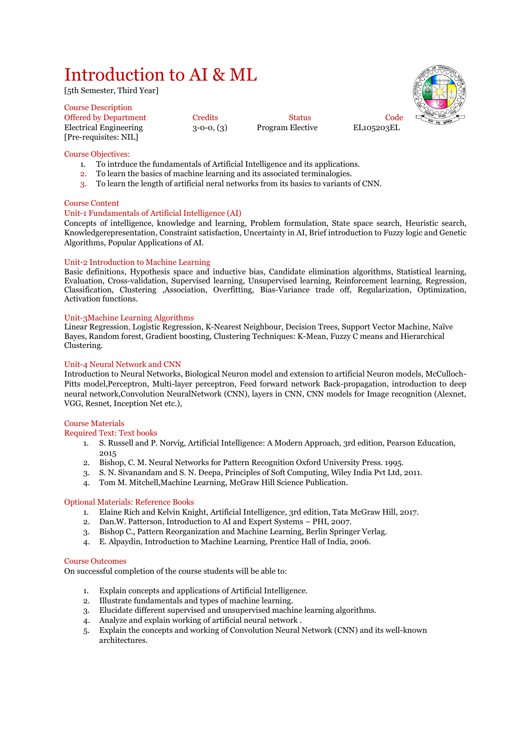# Introduction to AI & ML

[5th Semester, Third Year]

## Course Description

| Offered by Department | Credits | Status | Code |
|---|---|---|---|
| Electrical Engineering | 3-0-0, (3) | Program Elective | EL105203EL |

[Pre-requisites: NIL]

## Course Objectives:

1. To intrduce the fundamentals of Artificial Intelligence and its applications.
2. To learn the basics of machine learning and its associated terminalogies.
3. To learn the length of artificial neral networks from its basics to variants of CNN.

## Course Content

### Unit-1 Fundamentals of Artificial Intelligence (AI)

Concepts of intelligence, knowledge and learning, Problem formulation, State space search, Heuristic search, Knowledgerepresentation, Constraint satisfaction, Uncertainty in AI, Brief introduction to Fuzzy logic and Genetic Algorithms, Popular Applications of AI.

### Unit-2 Introduction to Machine Learning

Basic definitions, Hypothesis space and inductive bias, Candidate elimination algorithms, Statistical learning, Evaluation, Cross-validation, Supervised learning, Unsupervised learning, Reinforcement learning, Regression, Classification, Clustering ,Association, Overfitting, Bias-Variance trade off, Regularization, Optimization, Activation functions.

### Unit-3Machine Learning Algorithms

Linear Regression, Logistic Regression, K-Nearest Neighbour, Decision Trees, Support Vector Machine, Naïve Bayes, Random forest, Gradient boosting, Clustering Techniques: K-Mean, Fuzzy C means and Hierarchical Clustering.

### Unit-4 Neural Network and CNN

Introduction to Neural Networks, Biological Neuron model and extension to artificial Neuron models, McCulloch-Pitts model,Perceptron, Multi-layer perceptron, Feed forward network Back-propagation, introduction to deep neural network,Convolution NeuralNetwork (CNN), layers in CNN, CNN models for Image recognition (Alexnet, VGG, Resnet, Inception Net etc.),

## Course Materials

### Required Text: Text books

1. S. Russell and P. Norvig, Artificial Intelligence: A Modern Approach, 3rd edition, Pearson Education, 2015
2. Bishop, C. M. Neural Networks for Pattern Recognition Oxford University Press. 1995.
3. S. N. Sivanandam and S. N. Deepa, Principles of Soft Computing, Wiley India Pvt Ltd, 2011.
4. Tom M. Mitchell,Machine Learning, McGraw Hill Science Publication.

### Optional Materials: Reference Books

1. Elaine Rich and Kelvin Knight, Artificial Intelligence, 3rd edition, Tata McGraw Hill, 2017.
2. Dan.W. Patterson, Introduction to AI and Expert Systems – PHI, 2007.
3. Bishop C., Pattern Reorganization and Machine Learning, Berlin Springer Verlag.
4. E. Alpaydin, Introduction to Machine Learning, Prentice Hall of India, 2006.

## Course Outcomes

On successful completion of the course students will be able to:

1. Explain concepts and applications of Artificial Intelligence.
2. Illustrate fundamentals and types of machine learning.
3. Elucidate different supervised and unsupervised machine learning algorithms.
4. Analyze and explain working of artificial neural network .
5. Explain the concepts and working of Convolution Neural Network (CNN) and its well-known architectures.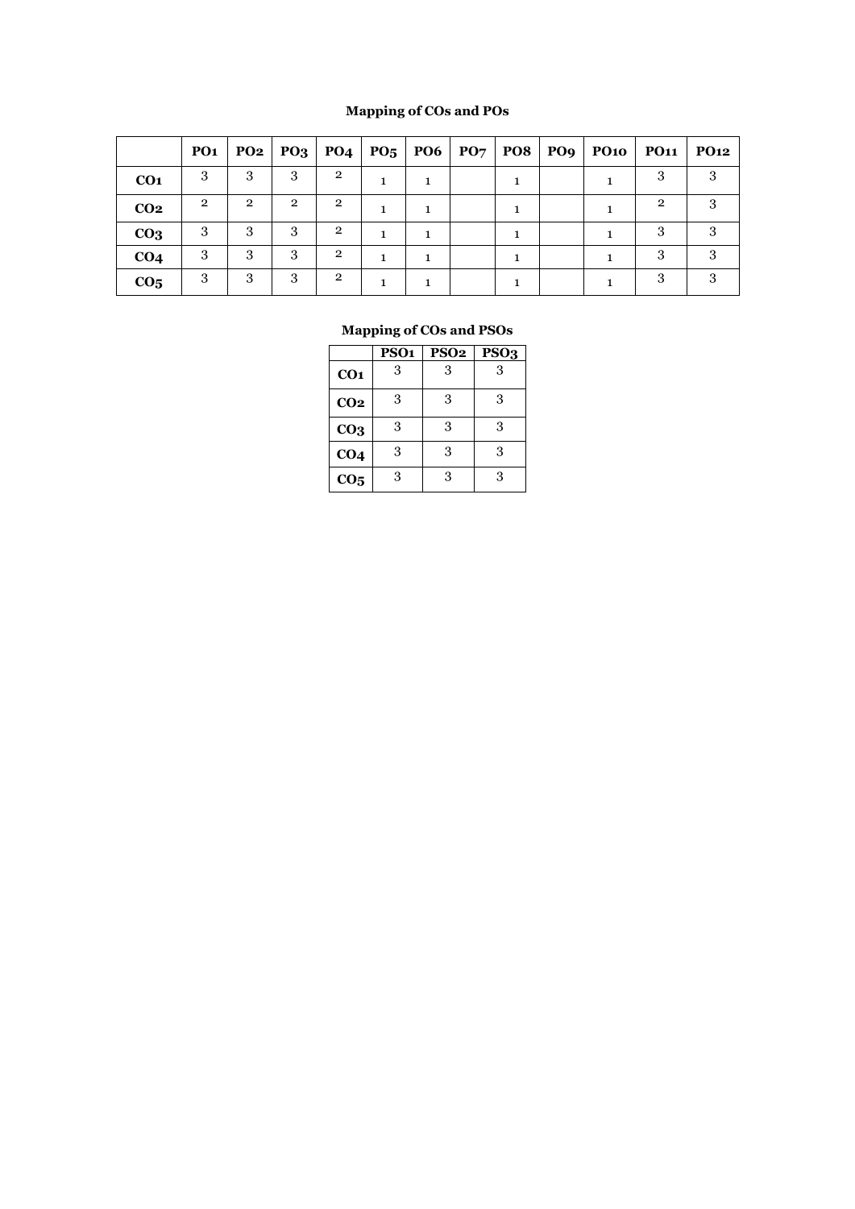**Mapping of COs and POs**

| | PO1 | PO2 | PO3 | PO4 | PO5 | PO6 | PO7 | PO8 | PO9 | PO10 | PO11 | PO12 |
|---|---|---|---|---|---|---|---|---|---|---|---|---|
| **CO1** | 3 | 3 | 3 | 2 | 1 | 1 | | 1 | | 1 | 3 | 3 |
| **CO2** | 2 | 2 | 2 | 2 | 1 | 1 | | 1 | | 1 | 2 | 3 |
| **CO3** | 3 | 3 | 3 | 2 | 1 | 1 | | 1 | | 1 | 3 | 3 |
| **CO4** | 3 | 3 | 3 | 2 | 1 | 1 | | 1 | | 1 | 3 | 3 |
| **CO5** | 3 | 3 | 3 | 2 | 1 | 1 | | 1 | | 1 | 3 | 3 |

**Mapping of COs and PSOs**

| | PSO1 | PSO2 | PSO3 |
|---|---|---|---|
| **CO1** | 3 | 3 | 3 |
| **CO2** | 3 | 3 | 3 |
| **CO3** | 3 | 3 | 3 |
| **CO4** | 3 | 3 | 3 |
| **CO5** | 3 | 3 | 3 |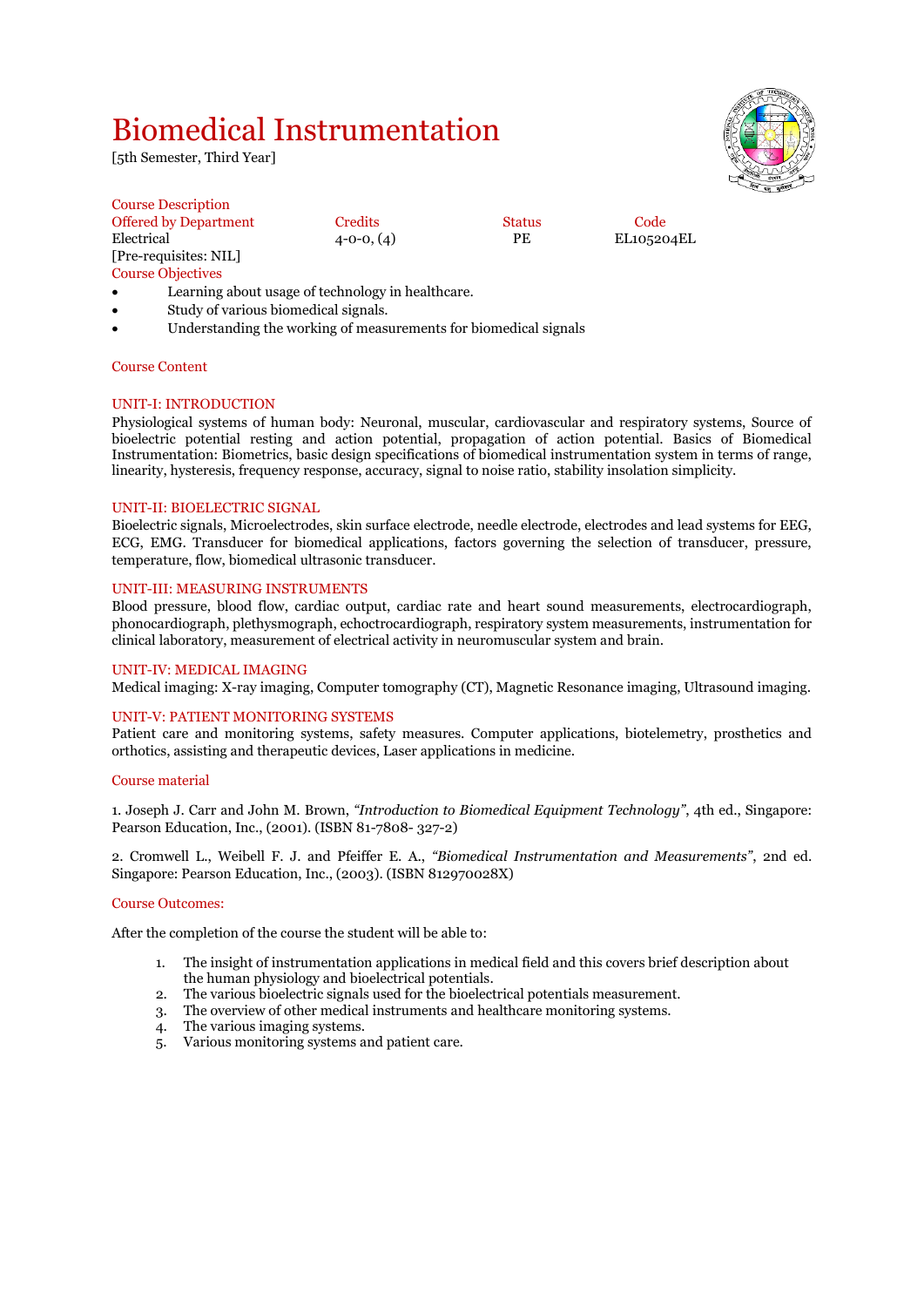# Biomedical Instrumentation

[5th Semester, Third Year]

Course Description

| Offered by Department | Credits | Status | Code |
|---|---|---|---|
| Electrical | 4-0-0, (4) | PE | EL105204EL |

[Pre-requisites: NIL]

Course Objectives

- Learning about usage of technology in healthcare.
- Study of various biomedical signals.
- Understanding the working of measurements for biomedical signals

Course Content

## UNIT-I: INTRODUCTION

Physiological systems of human body: Neuronal, muscular, cardiovascular and respiratory systems, Source of bioelectric potential resting and action potential, propagation of action potential. Basics of Biomedical Instrumentation: Biometrics, basic design specifications of biomedical instrumentation system in terms of range, linearity, hysteresis, frequency response, accuracy, signal to noise ratio, stability insolation simplicity.

## UNIT-II: BIOELECTRIC SIGNAL

Bioelectric signals, Microelectrodes, skin surface electrode, needle electrode, electrodes and lead systems for EEG, ECG, EMG. Transducer for biomedical applications, factors governing the selection of transducer, pressure, temperature, flow, biomedical ultrasonic transducer.

## UNIT-III: MEASURING INSTRUMENTS

Blood pressure, blood flow, cardiac output, cardiac rate and heart sound measurements, electrocardiograph, phonocardiograph, plethysmograph, echoctrocardiograph, respiratory system measurements, instrumentation for clinical laboratory, measurement of electrical activity in neuromuscular system and brain.

## UNIT-IV: MEDICAL IMAGING

Medical imaging: X-ray imaging, Computer tomography (CT), Magnetic Resonance imaging, Ultrasound imaging.

## UNIT-V: PATIENT MONITORING SYSTEMS

Patient care and monitoring systems, safety measures. Computer applications, biotelemetry, prosthetics and orthotics, assisting and therapeutic devices, Laser applications in medicine.

Course material

1. Joseph J. Carr and John M. Brown, *"Introduction to Biomedical Equipment Technology"*, 4th ed., Singapore: Pearson Education, Inc., (2001). (ISBN 81-7808- 327-2)

2. Cromwell L., Weibell F. J. and Pfeiffer E. A., *"Biomedical Instrumentation and Measurements"*, 2nd ed. Singapore: Pearson Education, Inc., (2003). (ISBN 812970028X)

Course Outcomes:

After the completion of the course the student will be able to:

1. The insight of instrumentation applications in medical field and this covers brief description about the human physiology and bioelectrical potentials.
2. The various bioelectric signals used for the bioelectrical potentials measurement.
3. The overview of other medical instruments and healthcare monitoring systems.
4. The various imaging systems.
5. Various monitoring systems and patient care.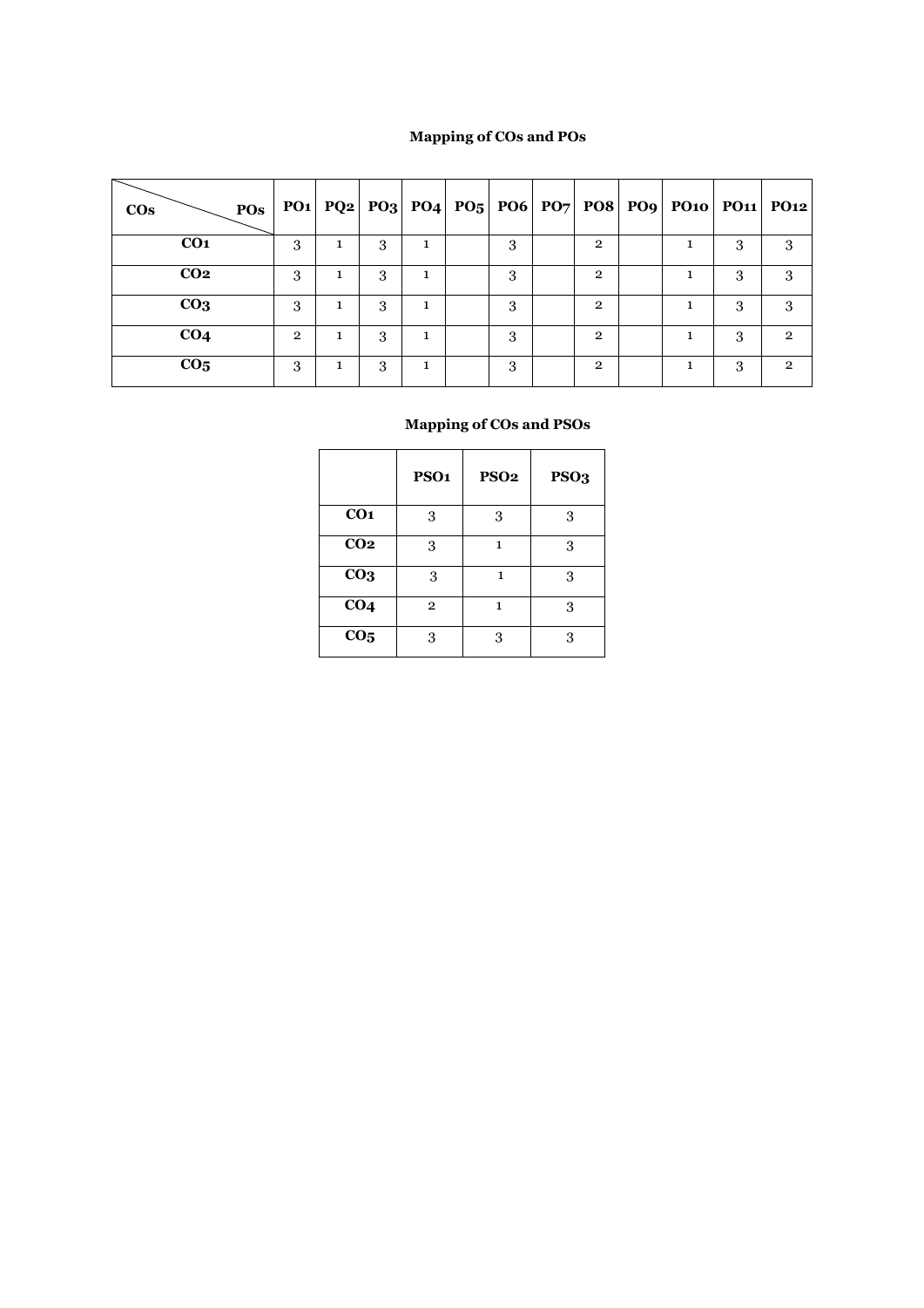## Mapping of COs and POs

| COs \ POs | PO1 | PQ2 | PO3 | PO4 | PO5 | PO6 | PO7 | PO8 | PO9 | PO10 | PO11 | PO12 |
|---|---|---|---|---|---|---|---|---|---|---|---|---|
| CO1 | 3 | 1 | 3 | 1 | | 3 | | 2 | | 1 | 3 | 3 |
| CO2 | 3 | 1 | 3 | 1 | | 3 | | 2 | | 1 | 3 | 3 |
| CO3 | 3 | 1 | 3 | 1 | | 3 | | 2 | | 1 | 3 | 3 |
| CO4 | 2 | 1 | 3 | 1 | | 3 | | 2 | | 1 | 3 | 2 |
| CO5 | 3 | 1 | 3 | 1 | | 3 | | 2 | | 1 | 3 | 2 |

## Mapping of COs and PSOs

| | PSO1 | PSO2 | PSO3 |
|---|---|---|---|
| CO1 | 3 | 3 | 3 |
| CO2 | 3 | 1 | 3 |
| CO3 | 3 | 1 | 3 |
| CO4 | 2 | 1 | 3 |
| CO5 | 3 | 3 | 3 |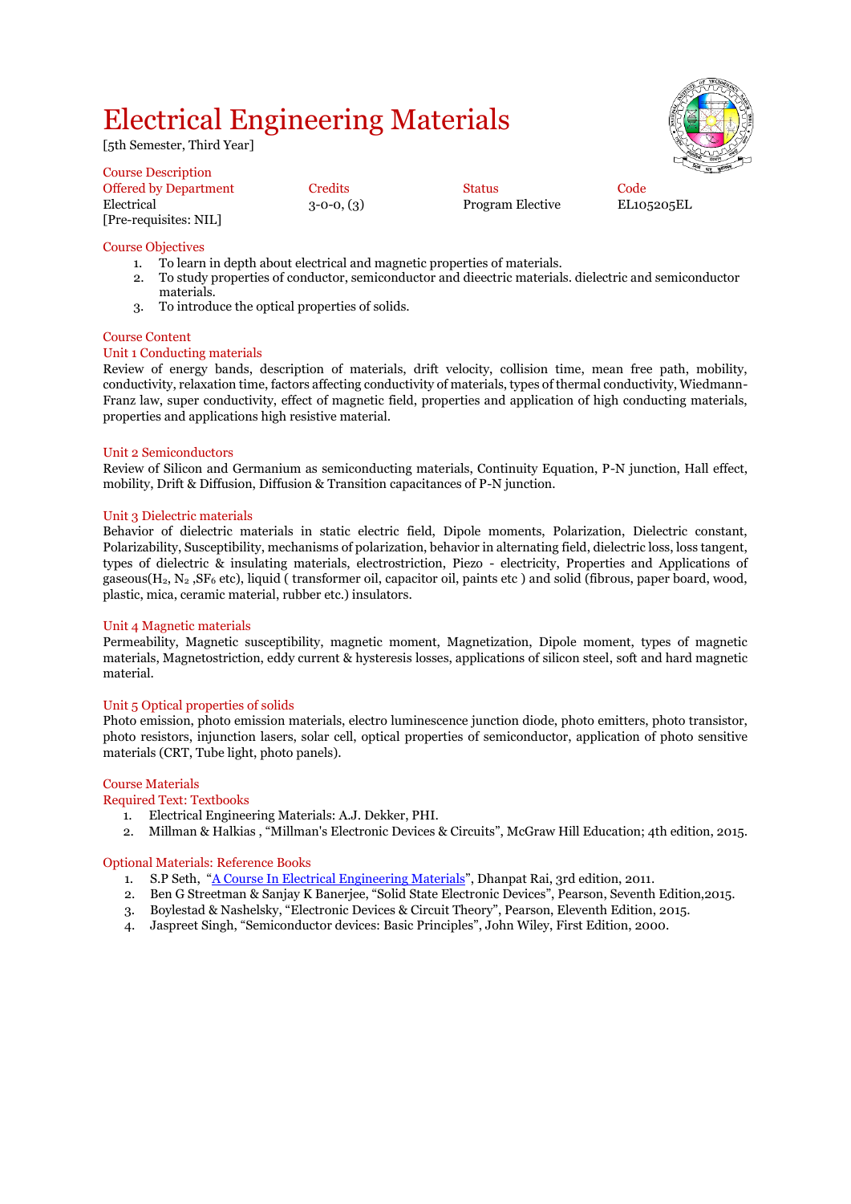# Electrical Engineering Materials

[5th Semester, Third Year]

**Course Description**

| Offered by Department | Credits | Status | Code |
|---|---|---|---|
| Electrical | 3-0-0, (3) | Program Elective | EL105205EL |

[Pre-requisites: NIL]

**Course Objectives**

1. To learn in depth about electrical and magnetic properties of materials.
2. To study properties of conductor, semiconductor and dieectric materials. dielectric and semiconductor materials.
3. To introduce the optical properties of solids.

**Course Content**

**Unit 1 Conducting materials**

Review of energy bands, description of materials, drift velocity, collision time, mean free path, mobility, conductivity, relaxation time, factors affecting conductivity of materials, types of thermal conductivity, Wiedmann-Franz law, super conductivity, effect of magnetic field, properties and application of high conducting materials, properties and applications high resistive material.

**Unit 2 Semiconductors**

Review of Silicon and Germanium as semiconducting materials, Continuity Equation, P-N junction, Hall effect, mobility, Drift & Diffusion, Diffusion & Transition capacitances of P-N junction.

**Unit 3 Dielectric materials**

Behavior of dielectric materials in static electric field, Dipole moments, Polarization, Dielectric constant, Polarizability, Susceptibility, mechanisms of polarization, behavior in alternating field, dielectric loss, loss tangent, types of dielectric & insulating materials, electrostriction, Piezo - electricity, Properties and Applications of gaseous($H_2$, $N_2$ ,$SF_6$ etc), liquid ( transformer oil, capacitor oil, paints etc ) and solid (fibrous, paper board, wood, plastic, mica, ceramic material, rubber etc.) insulators.

**Unit 4 Magnetic materials**

Permeability, Magnetic susceptibility, magnetic moment, Magnetization, Dipole moment, types of magnetic materials, Magnetostriction, eddy current & hysteresis losses, applications of silicon steel, soft and hard magnetic material.

**Unit 5 Optical properties of solids**

Photo emission, photo emission materials, electro luminescence junction diode, photo emitters, photo transistor, photo resistors, injunction lasers, solar cell, optical properties of semiconductor, application of photo sensitive materials (CRT, Tube light, photo panels).

**Course Materials**

**Required Text: Textbooks**

1. Electrical Engineering Materials: A.J. Dekker, PHI.
2. Millman & Halkias , "Millman's Electronic Devices & Circuits", McGraw Hill Education; 4th edition, 2015.

**Optional Materials: Reference Books**

1. S.P Seth, "A Course In Electrical Engineering Materials", Dhanpat Rai, 3rd edition, 2011.
2. Ben G Streetman & Sanjay K Banerjee, "Solid State Electronic Devices", Pearson, Seventh Edition,2015.
3. Boylestad & Nashelsky, "Electronic Devices & Circuit Theory", Pearson, Eleventh Edition, 2015.
4. Jaspreet Singh, "Semiconductor devices: Basic Principles", John Wiley, First Edition, 2000.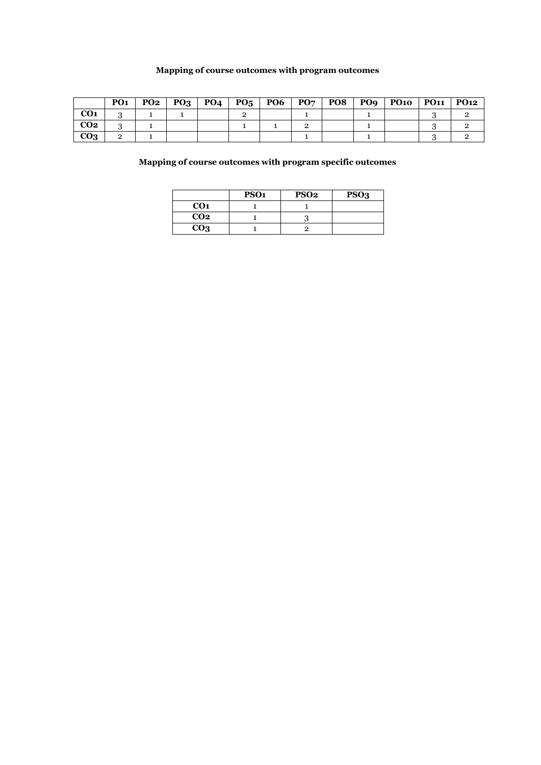**Mapping of course outcomes with program outcomes**

| | PO1 | PO2 | PO3 | PO4 | PO5 | PO6 | PO7 | PO8 | PO9 | PO10 | PO11 | PO12 |
|---|---|---|---|---|---|---|---|---|---|---|---|---|
| **CO1** | 3 | 1 | 1 | | 2 | | 1 | | 1 | | 3 | 2 |
| **CO2** | 3 | 1 | | | 1 | 1 | 2 | | 1 | | 3 | 2 |
| **CO3** | 2 | 1 | | | | | 1 | | 1 | | 3 | 2 |

**Mapping of course outcomes with program specific outcomes**

| | PSO1 | PSO2 | PSO3 |
|---|---|---|---|
| **CO1** | 1 | 1 | |
| **CO2** | 1 | 3 | |
| **CO3** | 1 | 2 | |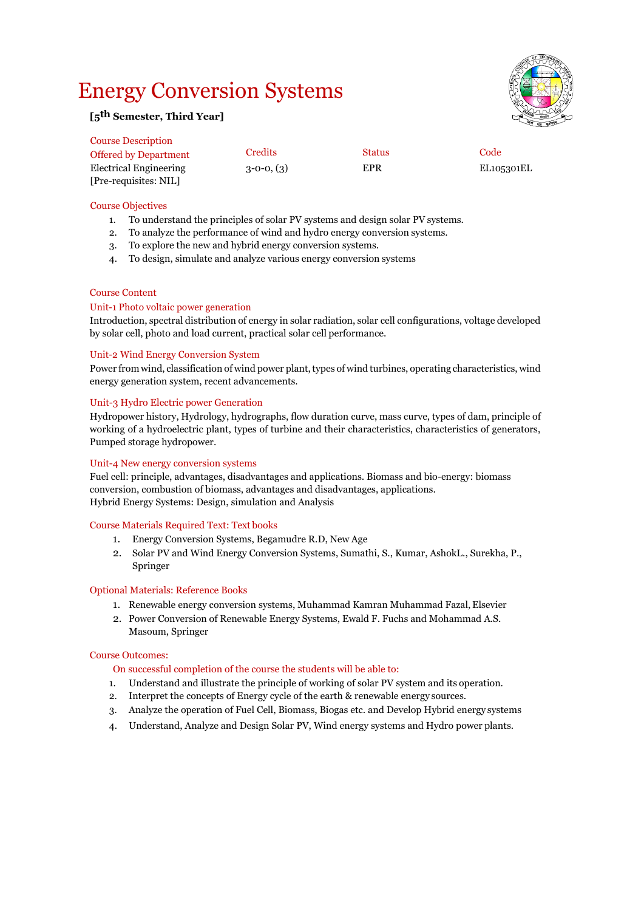# Energy Conversion Systems

**[5th Semester, Third Year]**

Course Description

| Offered by Department | Credits | Status | Code |
|---|---|---|---|
| Electrical Engineering [Pre-requisites: NIL] | 3-0-0, (3) | EPR | EL105301EL |

Course Objectives

1. To understand the principles of solar PV systems and design solar PV systems.
2. To analyze the performance of wind and hydro energy conversion systems.
3. To explore the new and hybrid energy conversion systems.
4. To design, simulate and analyze various energy conversion systems

Course Content

Unit-1 Photo voltaic power generation

Introduction, spectral distribution of energy in solar radiation, solar cell configurations, voltage developed by solar cell, photo and load current, practical solar cell performance.

Unit-2 Wind Energy Conversion System

Power from wind, classification of wind power plant, types of wind turbines, operating characteristics, wind energy generation system, recent advancements.

Unit-3 Hydro Electric power Generation

Hydropower history, Hydrology, hydrographs, flow duration curve, mass curve, types of dam, principle of working of a hydroelectric plant, types of turbine and their characteristics, characteristics of generators, Pumped storage hydropower.

Unit-4 New energy conversion systems

Fuel cell: principle, advantages, disadvantages and applications. Biomass and bio-energy: biomass conversion, combustion of biomass, advantages and disadvantages, applications.
Hybrid Energy Systems: Design, simulation and Analysis

Course Materials Required Text: Text books

1. Energy Conversion Systems, Begamudre R.D, New Age
2. Solar PV and Wind Energy Conversion Systems, Sumathi, S., Kumar, AshokL., Surekha, P., Springer

Optional Materials: Reference Books

1. Renewable energy conversion systems, Muhammad Kamran Muhammad Fazal, Elsevier
2. Power Conversion of Renewable Energy Systems, Ewald F. Fuchs and Mohammad A.S. Masoum, Springer

Course Outcomes:

On successful completion of the course the students will be able to:

1. Understand and illustrate the principle of working of solar PV system and its operation.
2. Interpret the concepts of Energy cycle of the earth & renewable energy sources.
3. Analyze the operation of Fuel Cell, Biomass, Biogas etc. and Develop Hybrid energy systems
4. Understand, Analyze and Design Solar PV, Wind energy systems and Hydro power plants.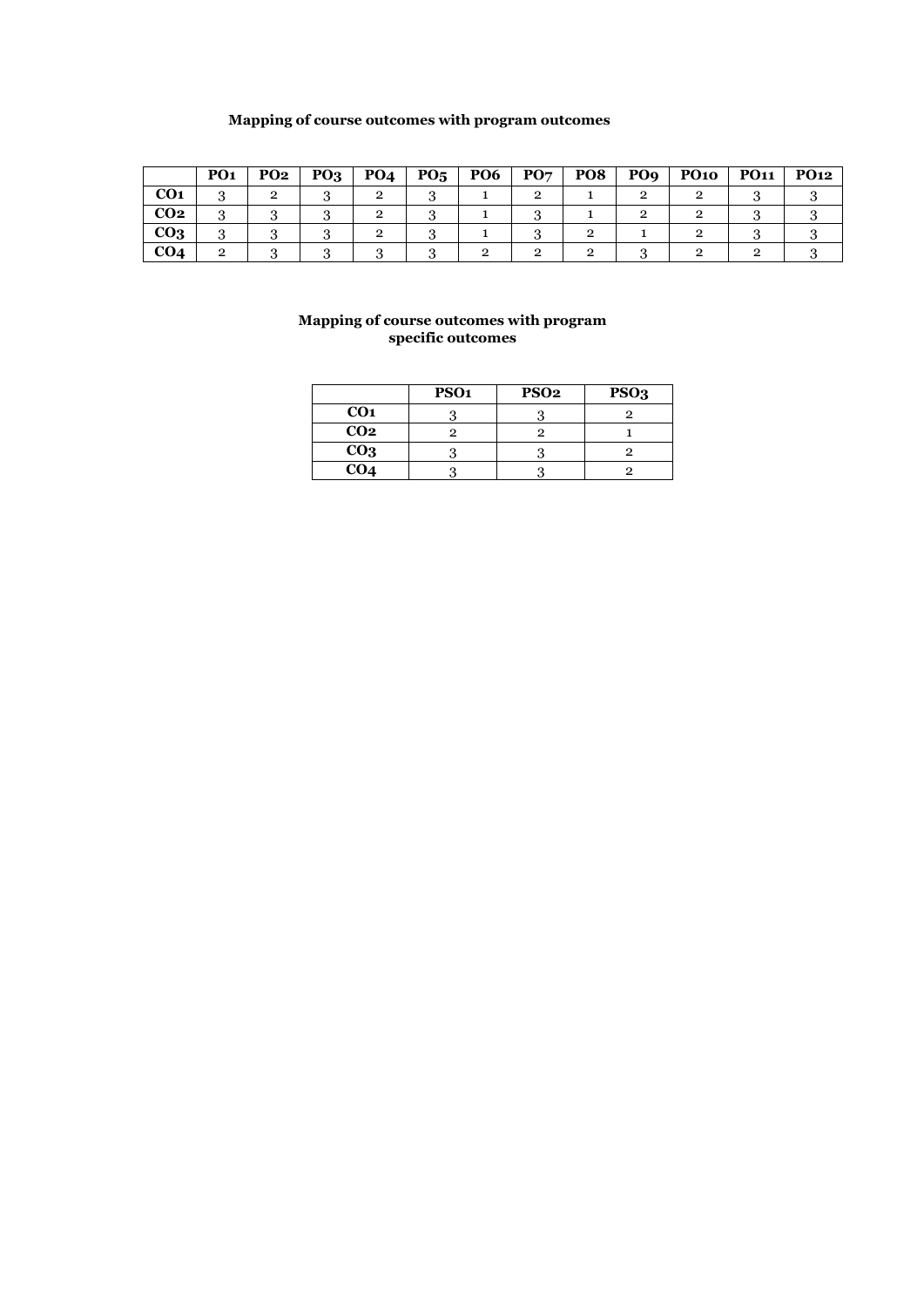**Mapping of course outcomes with program outcomes**

| | PO1 | PO2 | PO3 | PO4 | PO5 | PO6 | PO7 | PO8 | PO9 | PO10 | PO11 | PO12 |
|---|---|---|---|---|---|---|---|---|---|---|---|---|
| **CO1** | 3 | 2 | 3 | 2 | 3 | 1 | 2 | 1 | 2 | 2 | 3 | 3 |
| **CO2** | 3 | 3 | 3 | 2 | 3 | 1 | 3 | 1 | 2 | 2 | 3 | 3 |
| **CO3** | 3 | 3 | 3 | 2 | 3 | 1 | 3 | 2 | 1 | 2 | 3 | 3 |
| **CO4** | 2 | 3 | 3 | 3 | 3 | 2 | 2 | 2 | 3 | 2 | 2 | 3 |

**Mapping of course outcomes with program specific outcomes**

| | PSO1 | PSO2 | PSO3 |
|---|---|---|---|
| **CO1** | 3 | 3 | 2 |
| **CO2** | 2 | 2 | 1 |
| **CO3** | 3 | 3 | 2 |
| **CO4** | 3 | 3 | 2 |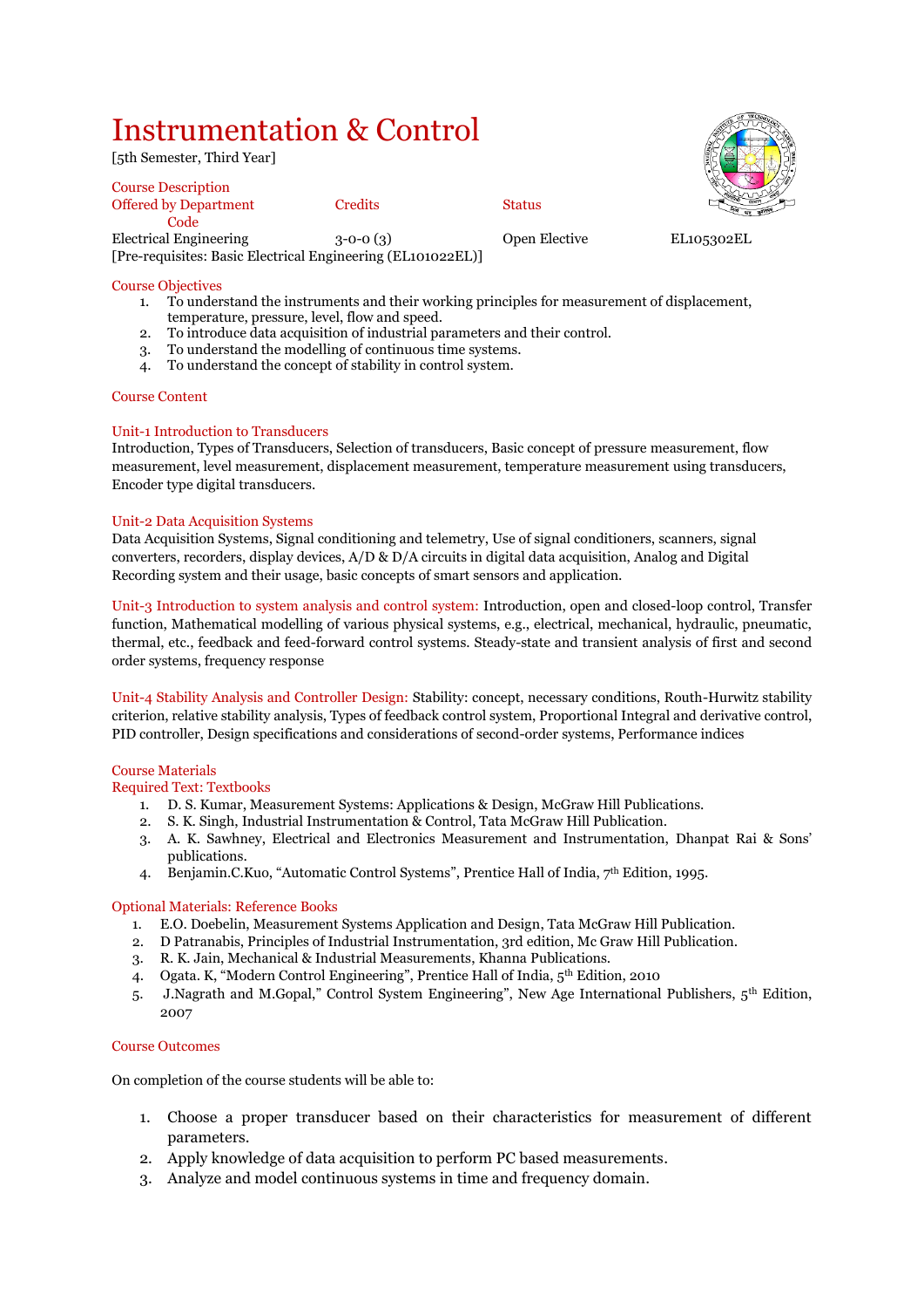# Instrumentation & Control

[5th Semester, Third Year]

## Course Description

| Offered by Department | Credits | Status | Code |
|---|---|---|---|
| Electrical Engineering | 3-0-0 (3) | Open Elective | EL105302EL |

[Pre-requisites: Basic Electrical Engineering (EL101022EL)]

## Course Objectives

1. To understand the instruments and their working principles for measurement of displacement, temperature, pressure, level, flow and speed.
2. To introduce data acquisition of industrial parameters and their control.
3. To understand the modelling of continuous time systems.
4. To understand the concept of stability in control system.

## Course Content

### Unit-1 Introduction to Transducers

Introduction, Types of Transducers, Selection of transducers, Basic concept of pressure measurement, flow measurement, level measurement, displacement measurement, temperature measurement using transducers, Encoder type digital transducers.

### Unit-2 Data Acquisition Systems

Data Acquisition Systems, Signal conditioning and telemetry, Use of signal conditioners, scanners, signal converters, recorders, display devices, A/D & D/A circuits in digital data acquisition, Analog and Digital Recording system and their usage, basic concepts of smart sensors and application.

**Unit-3 Introduction to system analysis and control system:** Introduction, open and closed-loop control, Transfer function, Mathematical modelling of various physical systems, e.g., electrical, mechanical, hydraulic, pneumatic, thermal, etc., feedback and feed-forward control systems. Steady-state and transient analysis of first and second order systems, frequency response

**Unit-4 Stability Analysis and Controller Design:** Stability: concept, necessary conditions, Routh-Hurwitz stability criterion, relative stability analysis, Types of feedback control system, Proportional Integral and derivative control, PID controller, Design specifications and considerations of second-order systems, Performance indices

## Course Materials

### Required Text: Textbooks

1. D. S. Kumar, Measurement Systems: Applications & Design, McGraw Hill Publications.
2. S. K. Singh, Industrial Instrumentation & Control, Tata McGraw Hill Publication.
3. A. K. Sawhney, Electrical and Electronics Measurement and Instrumentation, Dhanpat Rai & Sons' publications.
4. Benjamin.C.Kuo, "Automatic Control Systems", Prentice Hall of India, 7th Edition, 1995.

### Optional Materials: Reference Books

1. E.O. Doebelin, Measurement Systems Application and Design, Tata McGraw Hill Publication.
2. D Patranabis, Principles of Industrial Instrumentation, 3rd edition, Mc Graw Hill Publication.
3. R. K. Jain, Mechanical & Industrial Measurements, Khanna Publications.
4. Ogata. K, "Modern Control Engineering", Prentice Hall of India, 5th Edition, 2010
5. J.Nagrath and M.Gopal," Control System Engineering", New Age International Publishers, 5th Edition, 2007

## Course Outcomes

On completion of the course students will be able to:

1. Choose a proper transducer based on their characteristics for measurement of different parameters.
2. Apply knowledge of data acquisition to perform PC based measurements.
3. Analyze and model continuous systems in time and frequency domain.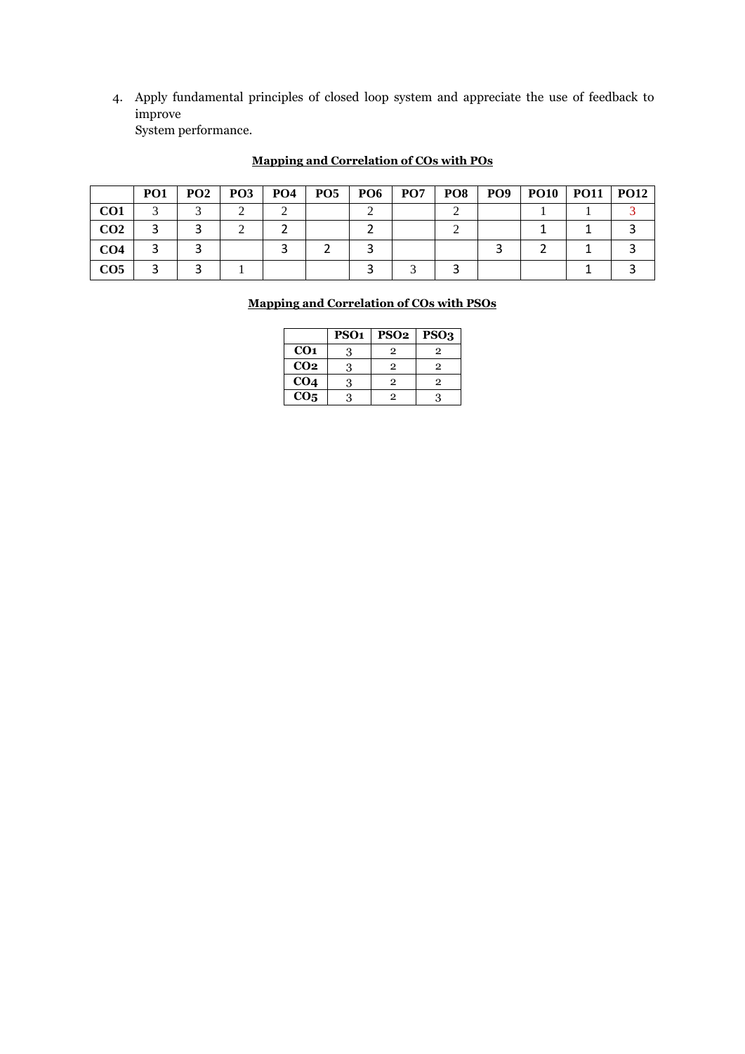4. Apply fundamental principles of closed loop system and appreciate the use of feedback to improve
   System performance.

**Mapping and Correlation of COs with POs**

| | PO1 | PO2 | PO3 | PO4 | PO5 | PO6 | PO7 | PO8 | PO9 | PO10 | PO11 | PO12 |
|---|---|---|---|---|---|---|---|---|---|---|---|---|
| CO1 | 3 | 3 | 2 | 2 | | 2 | | 2 | | 1 | 1 | 3 |
| CO2 | 3 | 3 | 2 | 2 | | 2 | | 2 | | 1 | 1 | 3 |
| CO4 | 3 | 3 | | 3 | 2 | 3 | | | 3 | 2 | 1 | 3 |
| CO5 | 3 | 3 | 1 | | | 3 | 3 | 3 | | | 1 | 3 |

**Mapping and Correlation of COs with PSOs**

| | PSO1 | PSO2 | PSO3 |
|---|---|---|---|
| CO1 | 3 | 2 | 2 |
| CO2 | 3 | 2 | 2 |
| CO4 | 3 | 2 | 2 |
| CO5 | 3 | 2 | 3 |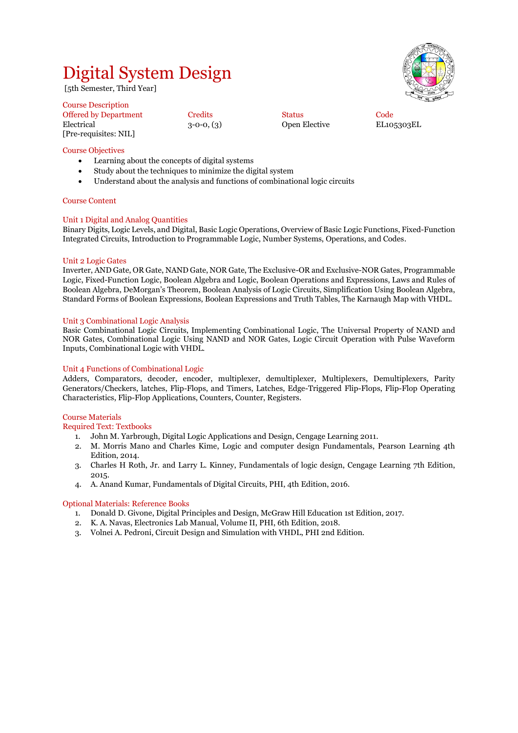# Digital System Design

[5th Semester, Third Year]

## Course Description

| Offered by Department | Credits | Status | Code |
|---|---|---|---|
| Electrical | 3-0-0, (3) | Open Elective | EL105303EL |

[Pre-requisites: NIL]

## Course Objectives

- Learning about the concepts of digital systems
- Study about the techniques to minimize the digital system
- Understand about the analysis and functions of combinational logic circuits

## Course Content

### Unit 1 Digital and Analog Quantities

Binary Digits, Logic Levels, and Digital, Basic Logic Operations, Overview of Basic Logic Functions, Fixed-Function Integrated Circuits, Introduction to Programmable Logic, Number Systems, Operations, and Codes.

### Unit 2 Logic Gates

Inverter, AND Gate, OR Gate, NAND Gate, NOR Gate, The Exclusive-OR and Exclusive-NOR Gates, Programmable Logic, Fixed-Function Logic, Boolean Algebra and Logic, Boolean Operations and Expressions, Laws and Rules of Boolean Algebra, DeMorgan's Theorem, Boolean Analysis of Logic Circuits, Simplification Using Boolean Algebra, Standard Forms of Boolean Expressions, Boolean Expressions and Truth Tables, The Karnaugh Map with VHDL.

### Unit 3 Combinational Logic Analysis

Basic Combinational Logic Circuits, Implementing Combinational Logic, The Universal Property of NAND and NOR Gates, Combinational Logic Using NAND and NOR Gates, Logic Circuit Operation with Pulse Waveform Inputs, Combinational Logic with VHDL.

### Unit 4 Functions of Combinational Logic

Adders, Comparators, decoder, encoder, multiplexer, demultiplexer, Multiplexers, Demultiplexers, Parity Generators/Checkers, latches, Flip-Flops, and Timers, Latches, Edge-Triggered Flip-Flops, Flip-Flop Operating Characteristics, Flip-Flop Applications, Counters, Counter, Registers.

## Course Materials

### Required Text: Textbooks

1. John M. Yarbrough, Digital Logic Applications and Design, Cengage Learning 2011.
2. M. Morris Mano and Charles Kime, Logic and computer design Fundamentals, Pearson Learning 4th Edition, 2014.
3. Charles H Roth, Jr. and Larry L. Kinney, Fundamentals of logic design, Cengage Learning 7th Edition, 2015.
4. A. Anand Kumar, Fundamentals of Digital Circuits, PHI, 4th Edition, 2016.

### Optional Materials: Reference Books

1. Donald D. Givone, Digital Principles and Design, McGraw Hill Education 1st Edition, 2017.
2. K. A. Navas, Electronics Lab Manual, Volume II, PHI, 6th Edition, 2018.
3. Volnei A. Pedroni, Circuit Design and Simulation with VHDL, PHI 2nd Edition.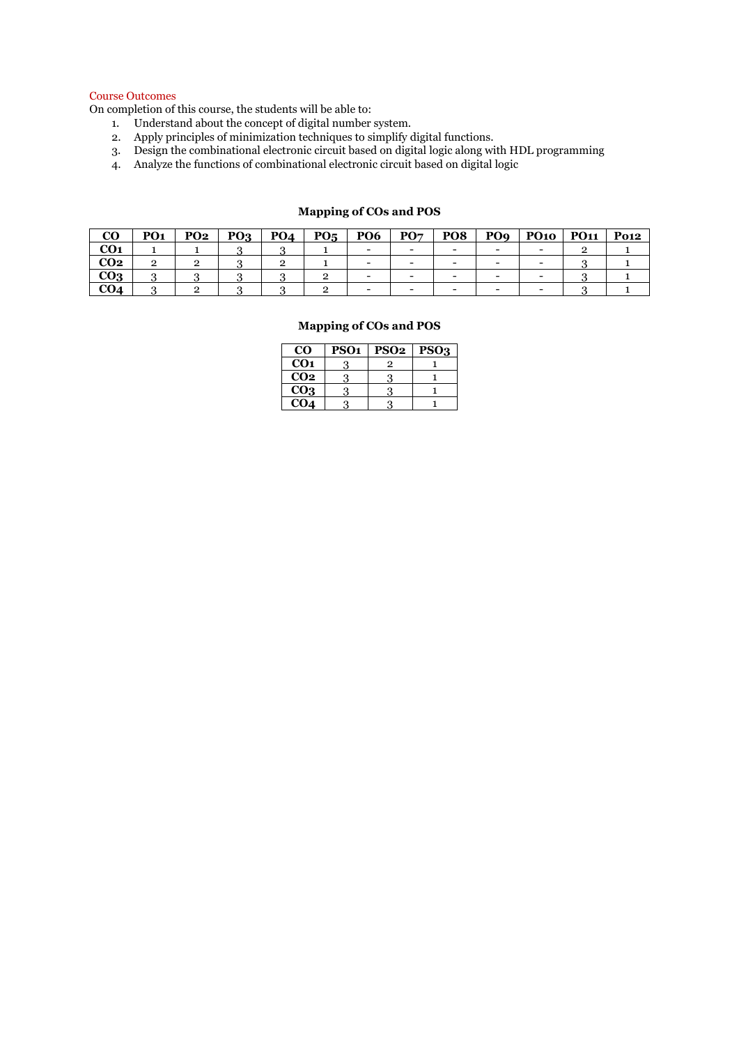Course Outcomes

On completion of this course, the students will be able to:

1. Understand about the concept of digital number system.
2. Apply principles of minimization techniques to simplify digital functions.
3. Design the combinational electronic circuit based on digital logic along with HDL programming
4. Analyze the functions of combinational electronic circuit based on digital logic

**Mapping of COs and POS**

| CO | PO1 | PO2 | PO3 | PO4 | PO5 | PO6 | PO7 | PO8 | PO9 | PO10 | PO11 | Po12 |
|---|---|---|---|---|---|---|---|---|---|---|---|---|
| CO1 | 1 | 1 | 3 | 3 | 1 | - | - | - | - | - | 2 | 1 |
| CO2 | 2 | 2 | 3 | 2 | 1 | - | - | - | - | - | 3 | 1 |
| CO3 | 3 | 3 | 3 | 3 | 2 | - | - | - | - | - | 3 | 1 |
| CO4 | 3 | 2 | 3 | 3 | 2 | - | - | - | - | - | 3 | 1 |

**Mapping of COs and POS**

| CO | PSO1 | PSO2 | PSO3 |
|---|---|---|---|
| CO1 | 3 | 2 | 1 |
| CO2 | 3 | 3 | 1 |
| CO3 | 3 | 3 | 1 |
| CO4 | 3 | 3 | 1 |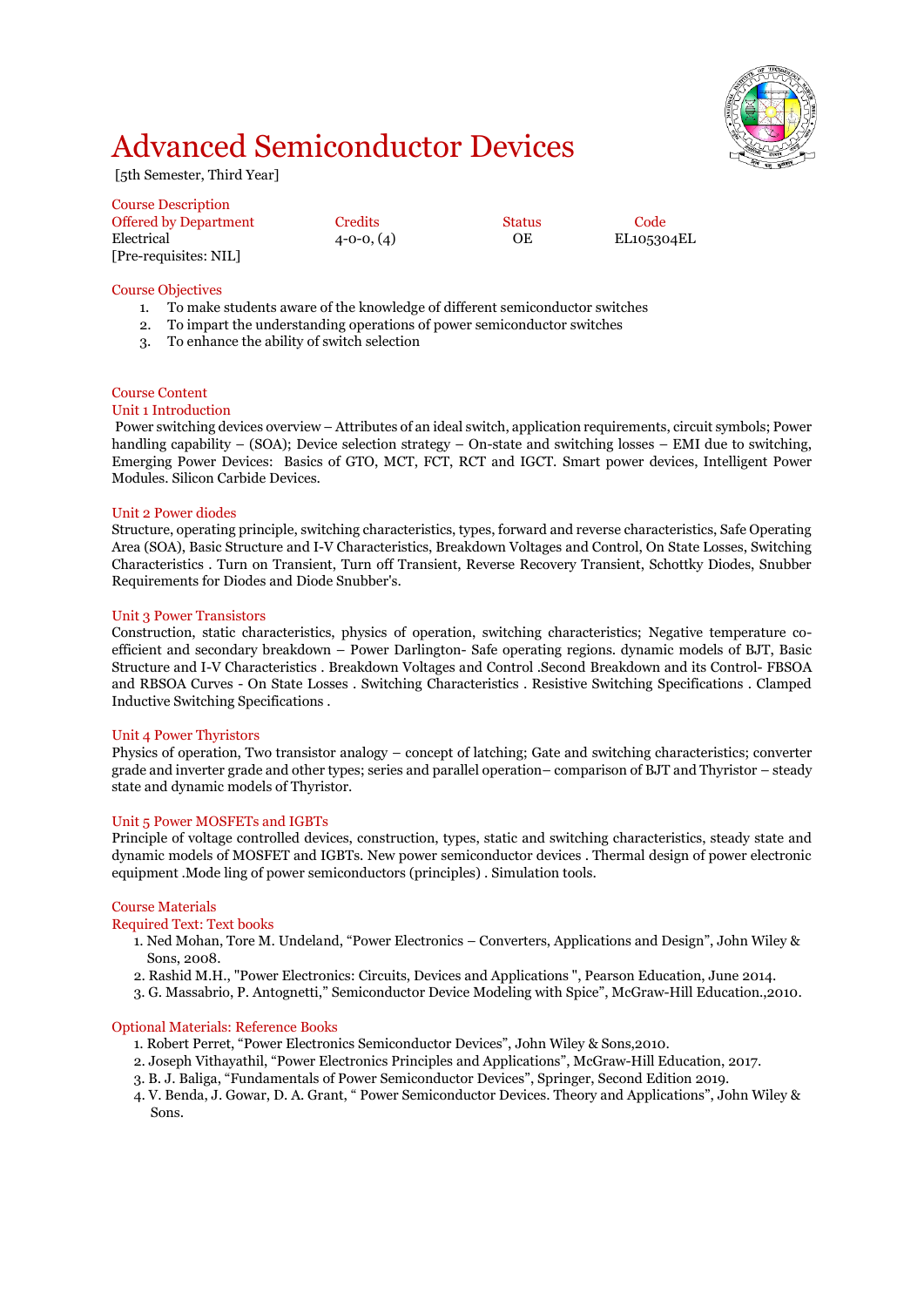# Advanced Semiconductor Devices

[5th Semester, Third Year]

**Course Description**

| Offered by Department | Credits | Status | Code |
|---|---|---|---|
| Electrical | 4-0-0, (4) | OE | EL105304EL |

[Pre-requisites: NIL]

**Course Objectives**

1. To make students aware of the knowledge of different semiconductor switches
2. To impart the understanding operations of power semiconductor switches
3. To enhance the ability of switch selection

**Course Content**

**Unit 1 Introduction**

Power switching devices overview – Attributes of an ideal switch, application requirements, circuit symbols; Power handling capability – (SOA); Device selection strategy – On-state and switching losses – EMI due to switching, Emerging Power Devices: Basics of GTO, MCT, FCT, RCT and IGCT. Smart power devices, Intelligent Power Modules. Silicon Carbide Devices.

**Unit 2 Power diodes**

Structure, operating principle, switching characteristics, types, forward and reverse characteristics, Safe Operating Area (SOA), Basic Structure and I-V Characteristics, Breakdown Voltages and Control, On State Losses, Switching Characteristics . Turn on Transient, Turn off Transient, Reverse Recovery Transient, Schottky Diodes, Snubber Requirements for Diodes and Diode Snubber's.

**Unit 3 Power Transistors**

Construction, static characteristics, physics of operation, switching characteristics; Negative temperature co-efficient and secondary breakdown – Power Darlington- Safe operating regions. dynamic models of BJT, Basic Structure and I-V Characteristics . Breakdown Voltages and Control .Second Breakdown and its Control- FBSOA and RBSOA Curves - On State Losses . Switching Characteristics . Resistive Switching Specifications . Clamped Inductive Switching Specifications .

**Unit 4 Power Thyristors**

Physics of operation, Two transistor analogy – concept of latching; Gate and switching characteristics; converter grade and inverter grade and other types; series and parallel operation– comparison of BJT and Thyristor – steady state and dynamic models of Thyristor.

**Unit 5 Power MOSFETs and IGBTs**

Principle of voltage controlled devices, construction, types, static and switching characteristics, steady state and dynamic models of MOSFET and IGBTs. New power semiconductor devices . Thermal design of power electronic equipment .Mode ling of power semiconductors (principles) . Simulation tools.

**Course Materials**

**Required Text: Text books**

1. Ned Mohan, Tore M. Undeland, "Power Electronics – Converters, Applications and Design", John Wiley & Sons, 2008.
2. Rashid M.H., "Power Electronics: Circuits, Devices and Applications ", Pearson Education, June 2014.
3. G. Massabrio, P. Antognetti," Semiconductor Device Modeling with Spice", McGraw-Hill Education.,2010.

**Optional Materials: Reference Books**

1. Robert Perret, "Power Electronics Semiconductor Devices", John Wiley & Sons,2010.
2. Joseph Vithayathil, "Power Electronics Principles and Applications", McGraw-Hill Education, 2017.
3. B. J. Baliga, "Fundamentals of Power Semiconductor Devices", Springer, Second Edition 2019.
4. V. Benda, J. Gowar, D. A. Grant, " Power Semiconductor Devices. Theory and Applications", John Wiley & Sons.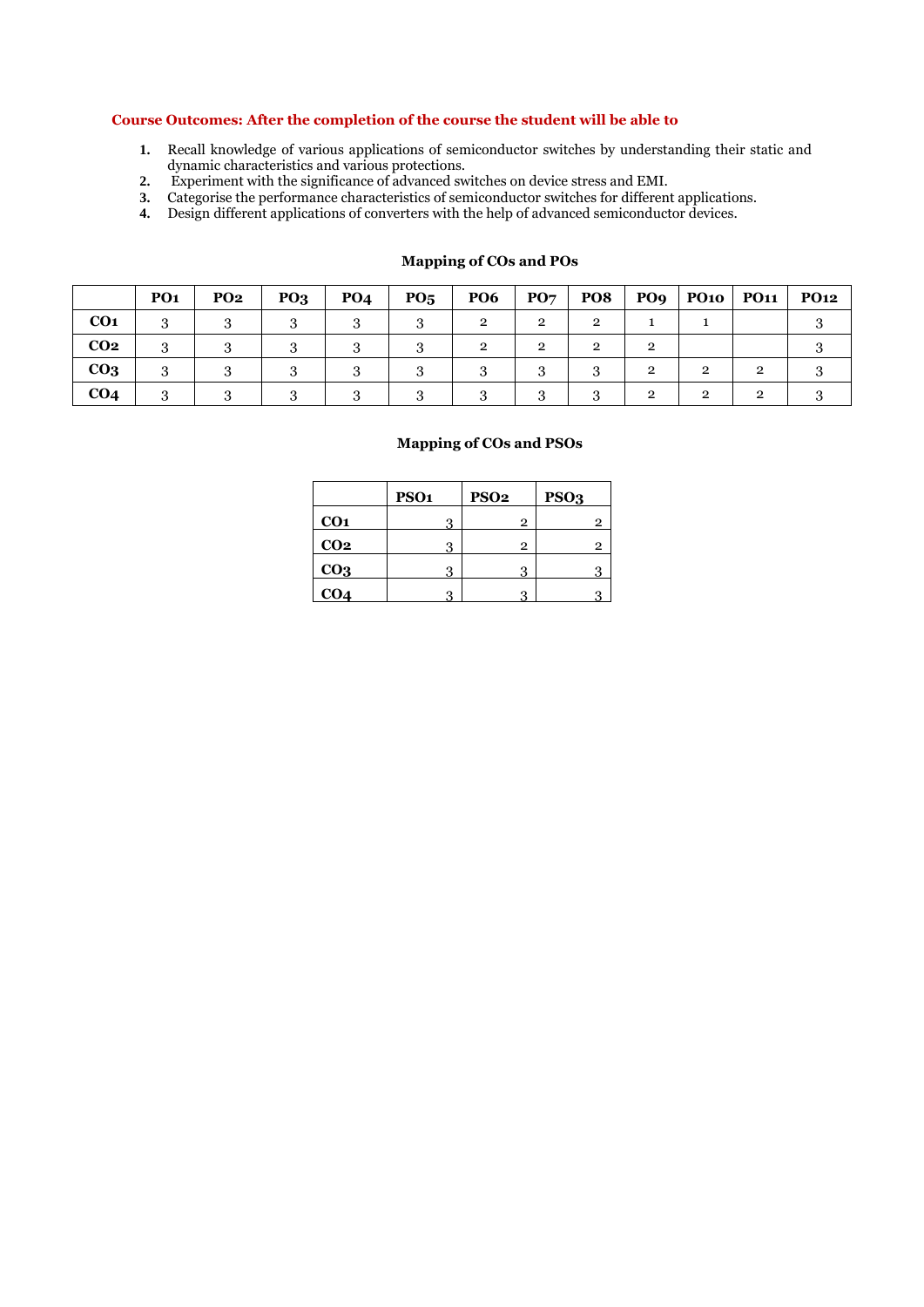**Course Outcomes: After the completion of the course the student will be able to**

1. Recall knowledge of various applications of semiconductor switches by understanding their static and dynamic characteristics and various protections.
2. Experiment with the significance of advanced switches on device stress and EMI.
3. Categorise the performance characteristics of semiconductor switches for different applications.
4. Design different applications of converters with the help of advanced semiconductor devices.

**Mapping of COs and POs**

| | PO1 | PO2 | PO3 | PO4 | PO5 | PO6 | PO7 | PO8 | PO9 | PO10 | PO11 | PO12 |
|---|---|---|---|---|---|---|---|---|---|---|---|---|
| CO1 | 3 | 3 | 3 | 3 | 3 | 2 | 2 | 2 | 1 | 1 | | 3 |
| CO2 | 3 | 3 | 3 | 3 | 3 | 2 | 2 | 2 | 2 | | | 3 |
| CO3 | 3 | 3 | 3 | 3 | 3 | 3 | 3 | 3 | 2 | 2 | 2 | 3 |
| CO4 | 3 | 3 | 3 | 3 | 3 | 3 | 3 | 3 | 2 | 2 | 2 | 3 |

**Mapping of COs and PSOs**

| | PSO1 | PSO2 | PSO3 |
|---|---|---|---|
| CO1 | 3 | 2 | 2 |
| CO2 | 3 | 2 | 2 |
| CO3 | 3 | 3 | 3 |
| CO4 | 3 | 3 | 3 |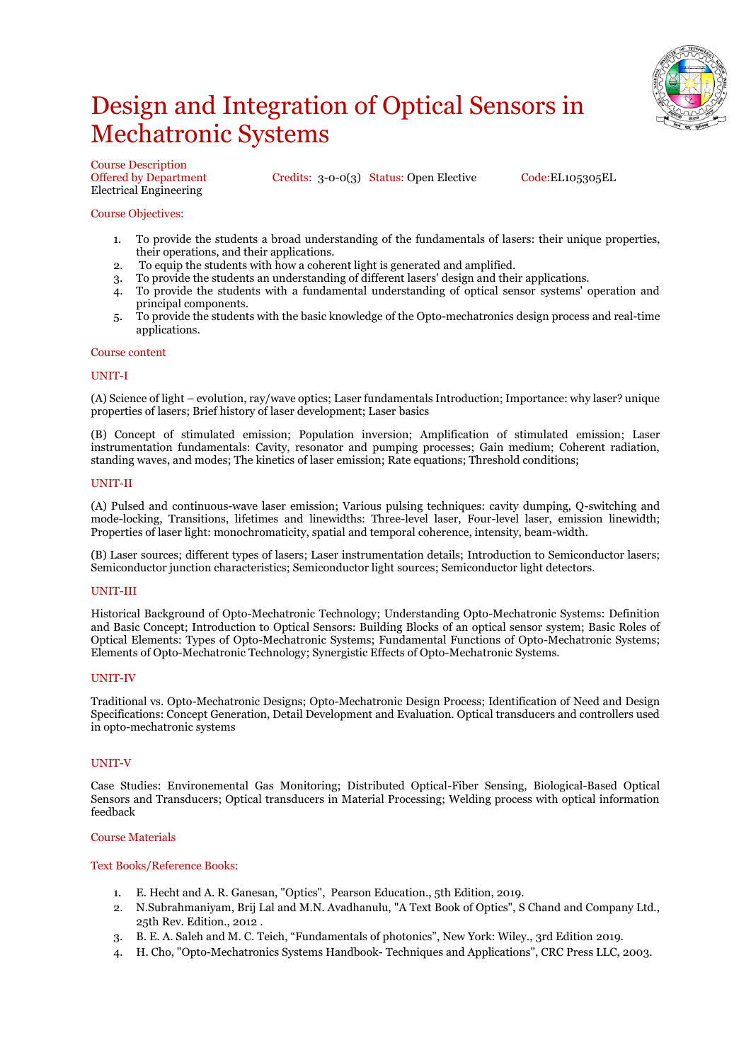# Design and Integration of Optical Sensors in Mechatronic Systems

Course Description

Offered by Department Electrical Engineering | Credits: 3-0-0(3) | Status: Open Elective | Code: EL105305EL

Course Objectives:

1. To provide the students a broad understanding of the fundamentals of lasers: their unique properties, their operations, and their applications.
2. To equip the students with how a coherent light is generated and amplified.
3. To provide the students an understanding of different lasers' design and their applications.
4. To provide the students with a fundamental understanding of optical sensor systems' operation and principal components.
5. To provide the students with the basic knowledge of the Opto-mechatronics design process and real-time applications.

Course content

UNIT-I

(A) Science of light – evolution, ray/wave optics; Laser fundamentals Introduction; Importance: why laser? unique properties of lasers; Brief history of laser development; Laser basics

(B) Concept of stimulated emission; Population inversion; Amplification of stimulated emission; Laser instrumentation fundamentals: Cavity, resonator and pumping processes; Gain medium; Coherent radiation, standing waves, and modes; The kinetics of laser emission; Rate equations; Threshold conditions;

UNIT-II

(A) Pulsed and continuous-wave laser emission; Various pulsing techniques: cavity dumping, Q-switching and mode-locking, Transitions, lifetimes and linewidths: Three-level laser, Four-level laser, emission linewidth; Properties of laser light: monochromaticity, spatial and temporal coherence, intensity, beam-width.

(B) Laser sources; different types of lasers; Laser instrumentation details; Introduction to Semiconductor lasers; Semiconductor junction characteristics; Semiconductor light sources; Semiconductor light detectors.

UNIT-III

Historical Background of Opto-Mechatronic Technology; Understanding Opto-Mechatronic Systems: Definition and Basic Concept; Introduction to Optical Sensors: Building Blocks of an optical sensor system; Basic Roles of Optical Elements: Types of Opto-Mechatronic Systems; Fundamental Functions of Opto-Mechatronic Systems; Elements of Opto-Mechatronic Technology; Synergistic Effects of Opto-Mechatronic Systems.

UNIT-IV

Traditional vs. Opto-Mechatronic Designs; Opto-Mechatronic Design Process; Identification of Need and Design Specifications: Concept Generation, Detail Development and Evaluation. Optical transducers and controllers used in opto-mechatronic systems

UNIT-V

Case Studies: Environemental Gas Monitoring; Distributed Optical-Fiber Sensing, Biological-Based Optical Sensors and Transducers; Optical transducers in Material Processing; Welding process with optical information feedback

Course Materials

Text Books/Reference Books:

1. E. Hecht and A. R. Ganesan, "Optics", Pearson Education., 5th Edition, 2019.
2. N.Subrahmaniyam, Brij Lal and M.N. Avadhanulu, "A Text Book of Optics", S Chand and Company Ltd., 25th Rev. Edition., 2012 .
3. B. E. A. Saleh and M. C. Teich, "Fundamentals of photonics", New York: Wiley., 3rd Edition 2019.
4. H. Cho, "Opto-Mechatronics Systems Handbook- Techniques and Applications", CRC Press LLC, 2003.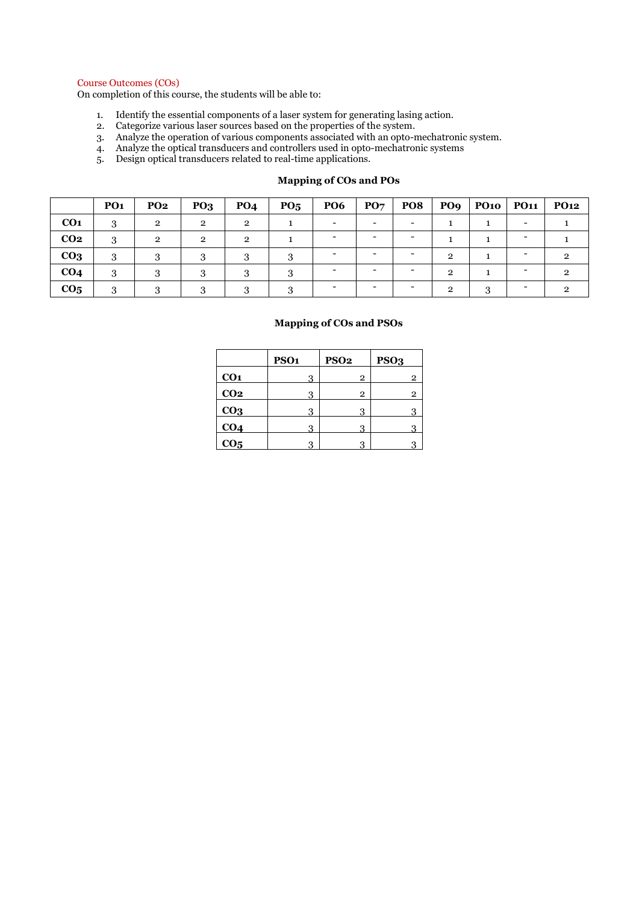Course Outcomes (COs)

On completion of this course, the students will be able to:

1. Identify the essential components of a laser system for generating lasing action.
2. Categorize various laser sources based on the properties of the system.
3. Analyze the operation of various components associated with an opto-mechatronic system.
4. Analyze the optical transducers and controllers used in opto-mechatronic systems
5. Design optical transducers related to real-time applications.

**Mapping of COs and POs**

| | PO1 | PO2 | PO3 | PO4 | PO5 | PO6 | PO7 | PO8 | PO9 | PO10 | PO11 | PO12 |
|---|---|---|---|---|---|---|---|---|---|---|---|---|
| **CO1** | 3 | 2 | 2 | 2 | 1 | - | - | - | 1 | 1 | - | 1 |
| **CO2** | 3 | 2 | 2 | 2 | 1 | - | - | - | 1 | 1 | - | 1 |
| **CO3** | 3 | 3 | 3 | 3 | 3 | - | - | - | 2 | 1 | - | 2 |
| **CO4** | 3 | 3 | 3 | 3 | 3 | - | - | - | 2 | 1 | - | 2 |
| **CO5** | 3 | 3 | 3 | 3 | 3 | - | - | - | 2 | 3 | - | 2 |

**Mapping of COs and PSOs**

| | PSO1 | PSO2 | PSO3 |
|---|---|---|---|
| **CO1** | 3 | 2 | 2 |
| **CO2** | 3 | 2 | 2 |
| **CO3** | 3 | 3 | 3 |
| **CO4** | 3 | 3 | 3 |
| **CO5** | 3 | 3 | 3 |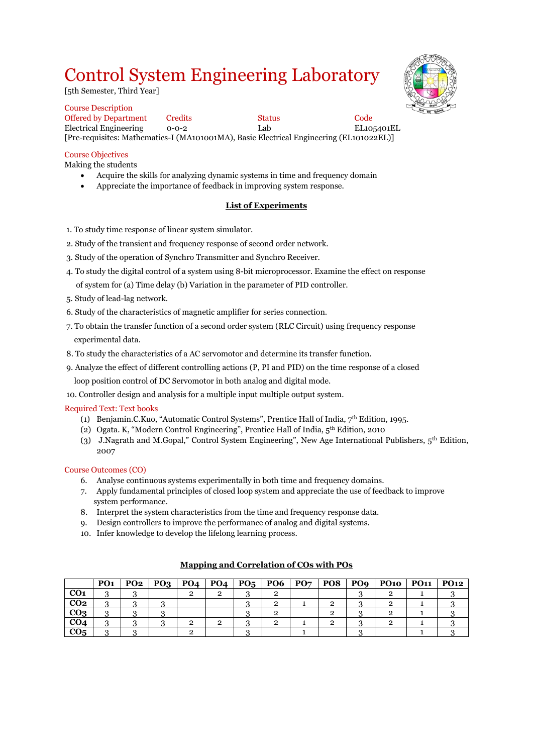# Control System Engineering Laboratory

[5th Semester, Third Year]

Course Description

| Offered by Department | Credits | Status | Code |
|---|---|---|---|
| Electrical Engineering | 0-0-2 | Lab | EL105401EL |

[Pre-requisites: Mathematics-I (MA101001MA), Basic Electrical Engineering (EL101022EL)]

Course Objectives

Making the students

- Acquire the skills for analyzing dynamic systems in time and frequency domain
- Appreciate the importance of feedback in improving system response.

## List of Experiments

1. To study time response of linear system simulator.
2. Study of the transient and frequency response of second order network.
3. Study of the operation of Synchro Transmitter and Synchro Receiver.
4. To study the digital control of a system using 8-bit microprocessor. Examine the effect on response of system for (a) Time delay (b) Variation in the parameter of PID controller.
5. Study of lead-lag network.
6. Study of the characteristics of magnetic amplifier for series connection.
7. To obtain the transfer function of a second order system (RLC Circuit) using frequency response experimental data.
8. To study the characteristics of a AC servomotor and determine its transfer function.
9. Analyze the effect of different controlling actions (P, PI and PID) on the time response of a closed loop position control of DC Servomotor in both analog and digital mode.
10. Controller design and analysis for a multiple input multiple output system.

Required Text: Text books

(1) Benjamin.C.Kuo, "Automatic Control Systems", Prentice Hall of India, 7th Edition, 1995.
(2) Ogata. K, "Modern Control Engineering", Prentice Hall of India, 5th Edition, 2010
(3) J.Nagrath and M.Gopal," Control System Engineering", New Age International Publishers, 5th Edition, 2007

Course Outcomes (CO)

6. Analyse continuous systems experimentally in both time and frequency domains.
7. Apply fundamental principles of closed loop system and appreciate the use of feedback to improve system performance.
8. Interpret the system characteristics from the time and frequency response data.
9. Design controllers to improve the performance of analog and digital systems.
10. Infer knowledge to develop the lifelong learning process.

## Mapping and Correlation of COs with POs

| | PO1 | PO2 | PO3 | PO4 | PO4 | PO5 | PO6 | PO7 | PO8 | PO9 | PO10 | PO11 | PO12 |
|---|---|---|---|---|---|---|---|---|---|---|---|---|---|
| CO1 | 3 | 3 | | 2 | 2 | 3 | 2 | | | 3 | 2 | 1 | 3 |
| CO2 | 3 | 3 | 3 | | | 3 | 2 | 1 | 2 | 3 | 2 | 1 | 3 |
| CO3 | 3 | 3 | 3 | | | 3 | 2 | | 2 | 3 | 2 | 1 | 3 |
| CO4 | 3 | 3 | 3 | 2 | 2 | 3 | 2 | 1 | 2 | 3 | 2 | 1 | 3 |
| CO5 | 3 | 3 | | 2 | | 3 | | 1 | | 3 | | 1 | 3 |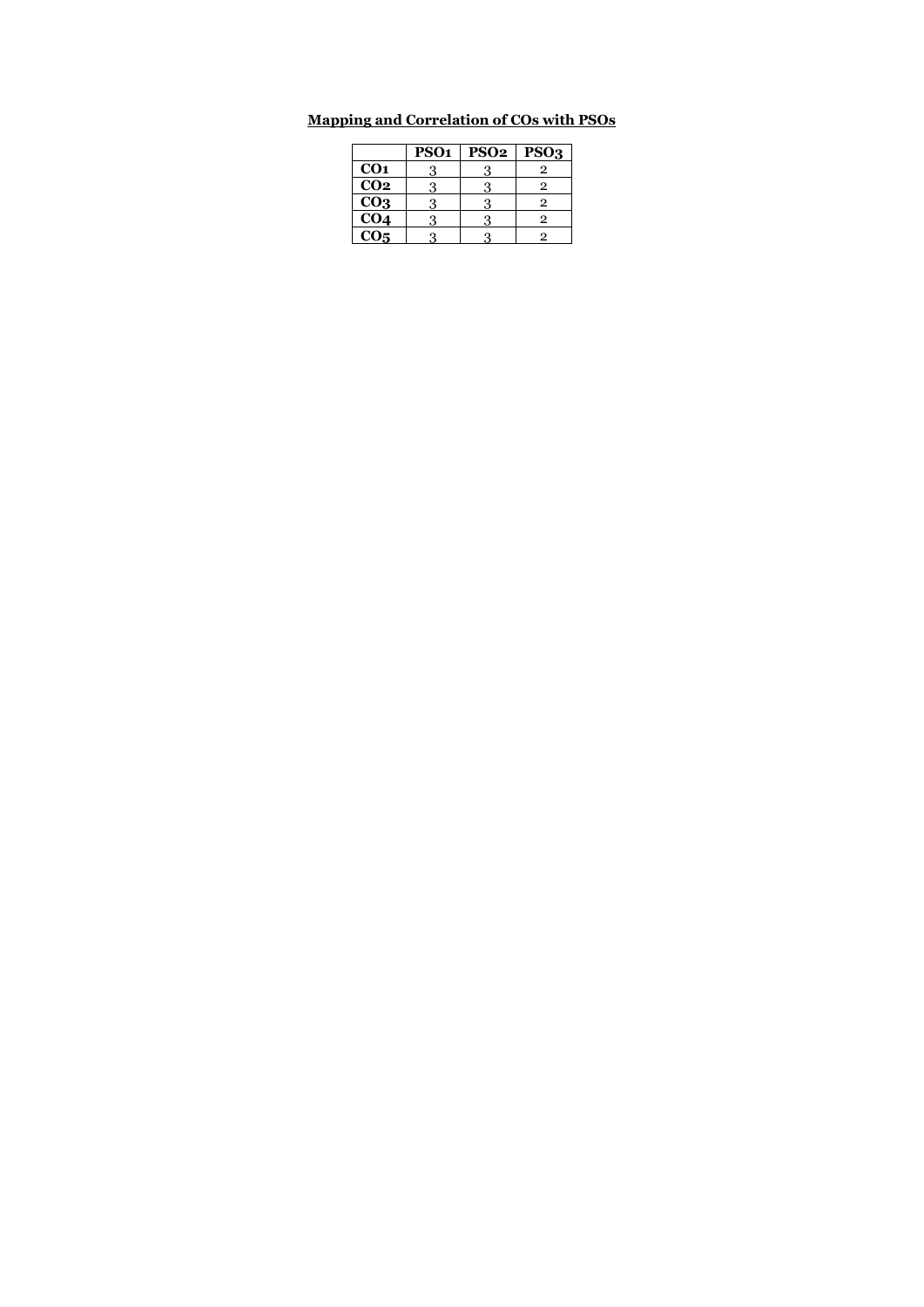**<u>Mapping and Correlation of COs with PSOs</u>**

| | PSO1 | PSO2 | PSO3 |
|---|---|---|---|
| **CO1** | 3 | 3 | 2 |
| **CO2** | 3 | 3 | 2 |
| **CO3** | 3 | 3 | 2 |
| **CO4** | 3 | 3 | 2 |
| **CO5** | 3 | 3 | 2 |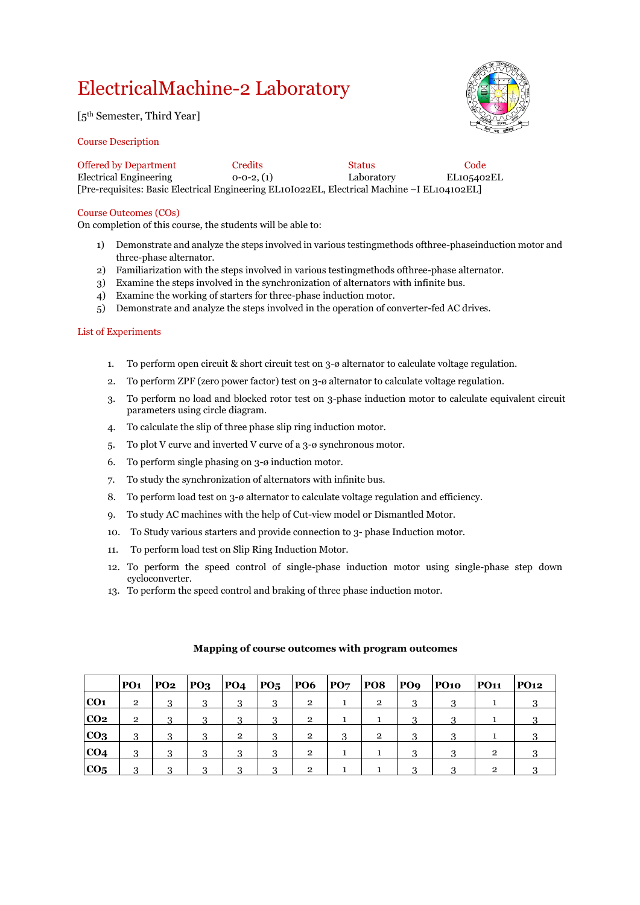# ElectricalMachine-2 Laboratory

[5th Semester, Third Year]

Course Description

| Offered by Department | Credits | Status | Code |
|---|---|---|---|
| Electrical Engineering | 0-0-2, (1) | Laboratory | EL105402EL |

[Pre-requisites: Basic Electrical Engineering EL10I022EL, Electrical Machine –I EL104102EL]

Course Outcomes (COs)

On completion of this course, the students will be able to:

1) Demonstrate and analyze the steps involved in various testingmethods ofthree-phaseinduction motor and three-phase alternator.
2) Familiarization with the steps involved in various testingmethods ofthree-phase alternator.
3) Examine the steps involved in the synchronization of alternators with infinite bus.
4) Examine the working of starters for three-phase induction motor.
5) Demonstrate and analyze the steps involved in the operation of converter-fed AC drives.

List of Experiments

1. To perform open circuit & short circuit test on 3-ø alternator to calculate voltage regulation.
2. To perform ZPF (zero power factor) test on 3-ø alternator to calculate voltage regulation.
3. To perform no load and blocked rotor test on 3-phase induction motor to calculate equivalent circuit parameters using circle diagram.
4. To calculate the slip of three phase slip ring induction motor.
5. To plot V curve and inverted V curve of a 3-ø synchronous motor.
6. To perform single phasing on 3-ø induction motor.
7. To study the synchronization of alternators with infinite bus.
8. To perform load test on 3-ø alternator to calculate voltage regulation and efficiency.
9. To study AC machines with the help of Cut-view model or Dismantled Motor.
10. To Study various starters and provide connection to 3- phase Induction motor.
11. To perform load test on Slip Ring Induction Motor.
12. To perform the speed control of single-phase induction motor using single-phase step down cycloconverter.
13. To perform the speed control and braking of three phase induction motor.

**Mapping of course outcomes with program outcomes**

| | PO1 | PO2 | PO3 | PO4 | PO5 | PO6 | PO7 | PO8 | PO9 | PO10 | PO11 | PO12 |
|---|---|---|---|---|---|---|---|---|---|---|---|---|
| CO1 | 2 | 3 | 3 | 3 | 3 | 2 | 1 | 2 | 3 | 3 | 1 | 3 |
| CO2 | 2 | 3 | 3 | 3 | 3 | 2 | 1 | 1 | 3 | 3 | 1 | 3 |
| CO3 | 3 | 3 | 3 | 2 | 3 | 2 | 3 | 2 | 3 | 3 | 1 | 3 |
| CO4 | 3 | 3 | 3 | 3 | 3 | 2 | 1 | 1 | 3 | 3 | 2 | 3 |
| CO5 | 3 | 3 | 3 | 3 | 3 | 2 | 1 | 1 | 3 | 3 | 2 | 3 |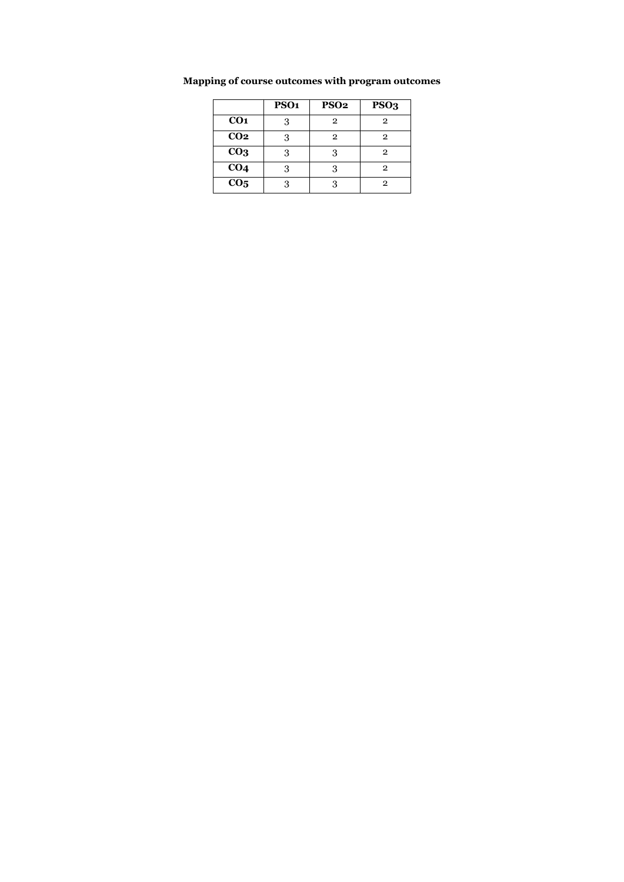**Mapping of course outcomes with program outcomes**

| | PSO1 | PSO2 | PSO3 |
|---|---|---|---|
| **CO1** | 3 | 2 | 2 |
| **CO2** | 3 | 2 | 2 |
| **CO3** | 3 | 3 | 2 |
| **CO4** | 3 | 3 | 2 |
| **CO5** | 3 | 3 | 2 |